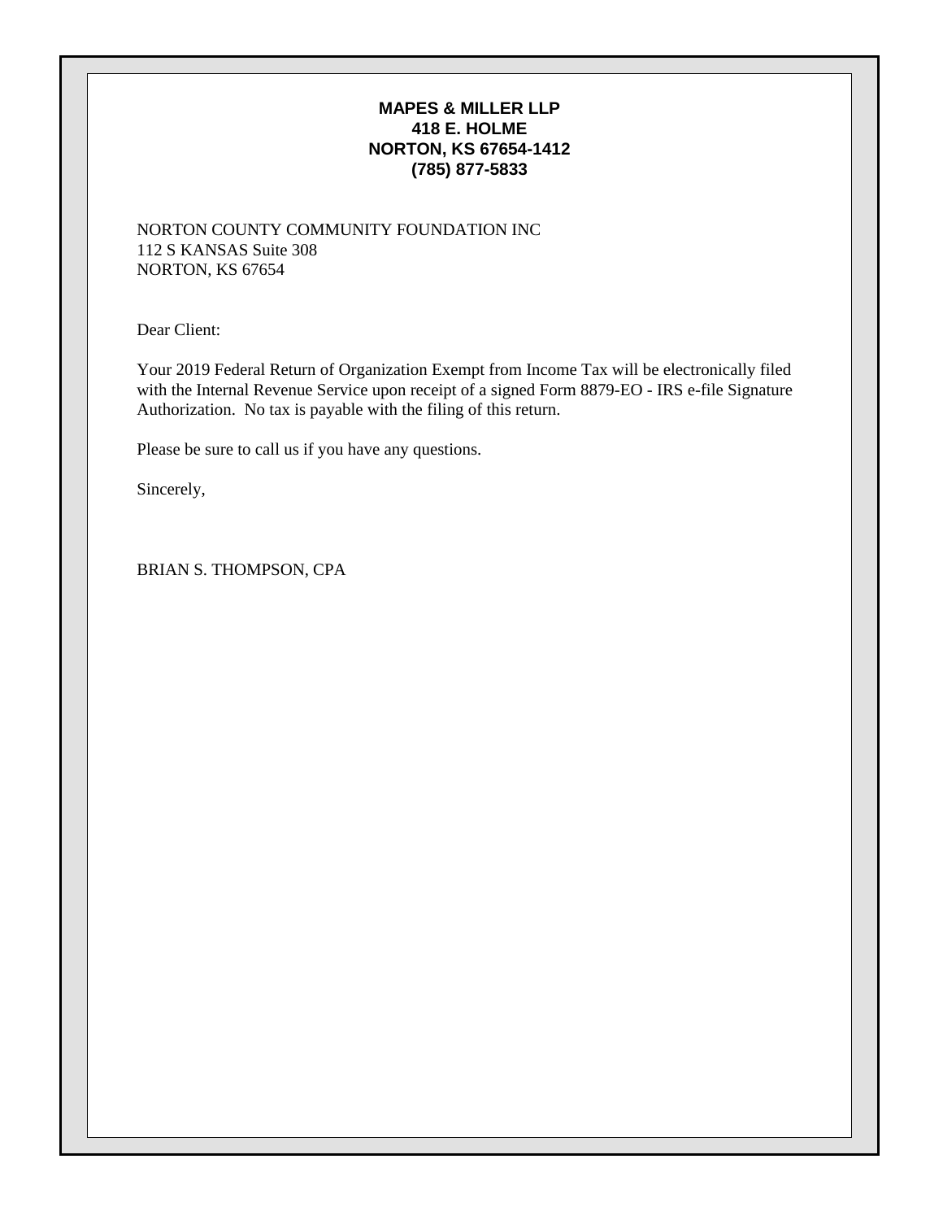**MAPES & MILLER LLP**
**418 E. HOLME**
**NORTON, KS 67654-1412**
**(785) 877-5833**

NORTON COUNTY COMMUNITY FOUNDATION INC
112 S KANSAS Suite 308
NORTON, KS 67654

Dear Client:

Your 2019 Federal Return of Organization Exempt from Income Tax will be electronically filed with the Internal Revenue Service upon receipt of a signed Form 8879-EO - IRS e-file Signature Authorization. No tax is payable with the filing of this return.

Please be sure to call us if you have any questions.

Sincerely,

BRIAN S. THOMPSON, CPA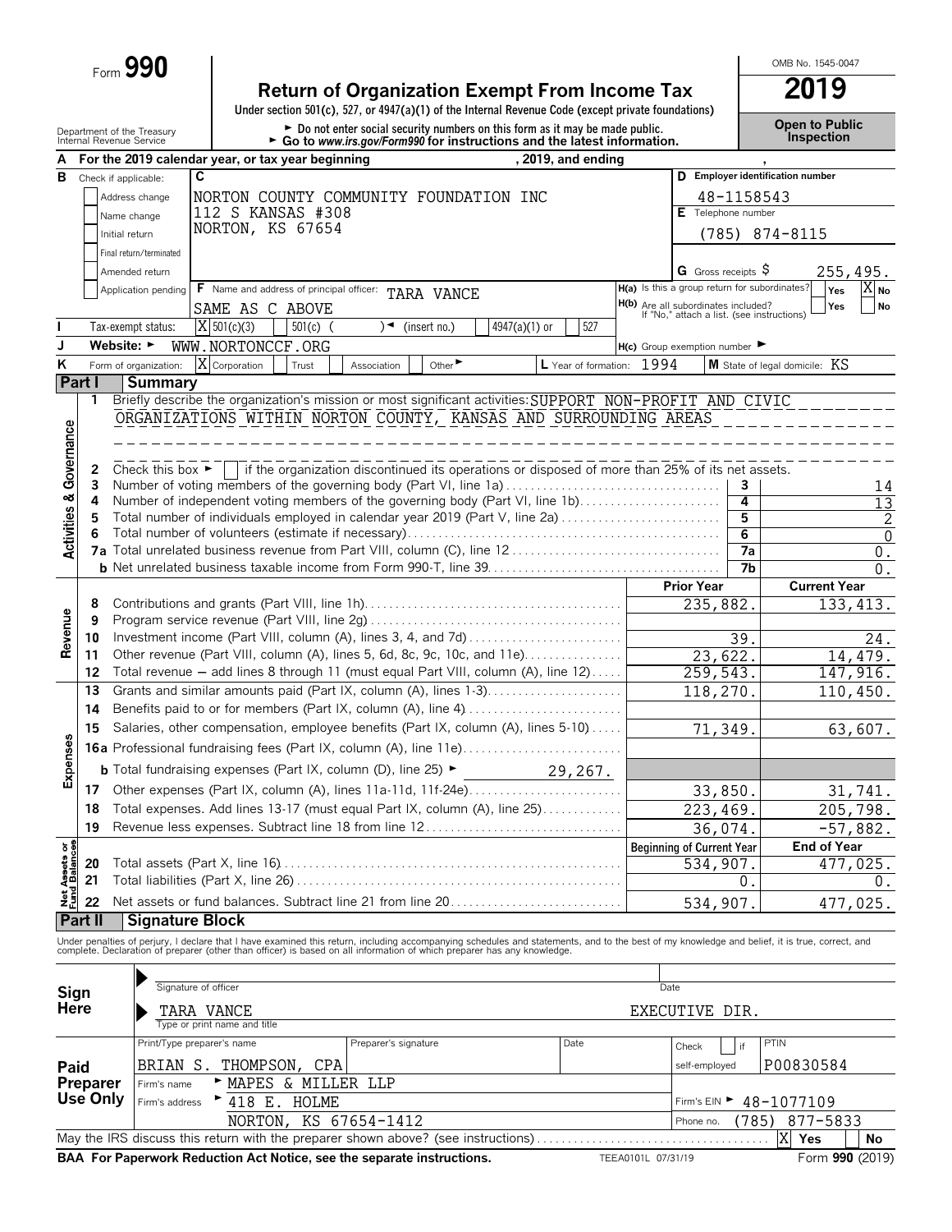Form **990**

# Return of Organization Exempt From Income Tax

**2019**

OMB No. 1545-0047

Under section 501(c), 527, or 4947(a)(1) of the Internal Revenue Code (except private foundations)

► Do not enter social security numbers on this form as it may be made public.
► Go to *www.irs.gov/Form990* for instructions and the latest information.

Department of the Treasury
Internal Revenue Service

**Open to Public Inspection**

**A** For the 2019 calendar year, or tax year beginning , 2019, and ending ,

**B** Check if applicable:
- Address change
- Name change
- Initial return
- Final return/terminated
- Amended return
- Application pending

**C** NORTON COUNTY COMMUNITY FOUNDATION INC
112 S KANSAS #308
NORTON, KS 67654

**D** Employer identification number: 48-1158543

**E** Telephone number: (785) 874-8115

**G** Gross receipts $ 255,495.

**F** Name and address of principal officer: TARA VANCE
SAME AS C ABOVE

**H(a)** Is this a group return for subordinates? Yes [ ] No [X]

**H(b)** Are all subordinates included? Yes [ ] No [ ]
If "No," attach a list. (see instructions)

**I** Tax-exempt status: [X] 501(c)(3) [ ] 501(c) ( ) ◄ (insert no.) [ ] 4947(a)(1) or [ ] 527

**J** Website: ► WWW.NORTONCCF.ORG

**H(c)** Group exemption number ►

**K** Form of organization: [X] Corporation [ ] Trust [ ] Association [ ] Other ►

**L** Year of formation: 1994

**M** State of legal domicile: KS

## Part I Summary

### Activities & Governance

1 Briefly describe the organization's mission or most significant activities: SUPPORT NON-PROFIT AND CIVIC ORGANIZATIONS WITHIN NORTON COUNTY, KANSAS AND SURROUNDING AREAS

2 Check this box ► [ ] if the organization discontinued its operations or disposed of more than 25% of its net assets.

| | | Line | |
|---|---|---|---|
| 3 | Number of voting members of the governing body (Part VI, line 1a) | 3 | 14 |
| 4 | Number of independent voting members of the governing body (Part VI, line 1b) | 4 | 13 |
| 5 | Total number of individuals employed in calendar year 2019 (Part V, line 2a) | 5 | 2 |
| 6 | Total number of volunteers (estimate if necessary) | 6 | 0 |
| 7a | Total unrelated business revenue from Part VIII, column (C), line 12 | 7a | 0. |
| b | Net unrelated business taxable income from Form 990-T, line 39 | 7b | 0. |

### Revenue

| | | Prior Year | Current Year |
|---|---|---|---|
| 8 | Contributions and grants (Part VIII, line 1h) | 235,882. | 133,413. |
| 9 | Program service revenue (Part VIII, line 2g) | | |
| 10 | Investment income (Part VIII, column (A), lines 3, 4, and 7d) | 39. | 24. |
| 11 | Other revenue (Part VIII, column (A), lines 5, 6d, 8c, 9c, 10c, and 11e) | 23,622. | 14,479. |
| 12 | Total revenue — add lines 8 through 11 (must equal Part VIII, column (A), line 12) | 259,543. | 147,916. |

### Expenses

| | | Prior Year | Current Year |
|---|---|---|---|
| 13 | Grants and similar amounts paid (Part IX, column (A), lines 1-3) | 118,270. | 110,450. |
| 14 | Benefits paid to or for members (Part IX, column (A), line 4) | | |
| 15 | Salaries, other compensation, employee benefits (Part IX, column (A), lines 5-10) | 71,349. | 63,607. |
| 16a | Professional fundraising fees (Part IX, column (A), line 11e) | | |
| b | Total fundraising expenses (Part IX, column (D), line 25) ► 29,267. | | |
| 17 | Other expenses (Part IX, column (A), lines 11a-11d, 11f-24e) | 33,850. | 31,741. |
| 18 | Total expenses. Add lines 13-17 (must equal Part IX, column (A), line 25) | 223,469. | 205,798. |
| 19 | Revenue less expenses. Subtract line 18 from line 12 | 36,074. | -57,882. |

### Net Assets or Fund Balances

| | | Beginning of Current Year | End of Year |
|---|---|---|---|
| 20 | Total assets (Part X, line 16) | 534,907. | 477,025. |
| 21 | Total liabilities (Part X, line 26) | 0. | 0. |
| 22 | Net assets or fund balances. Subtract line 21 from line 20 | 534,907. | 477,025. |

## Part II Signature Block

Under penalties of perjury, I declare that I have examined this return, including accompanying schedules and statements, and to the best of my knowledge and belief, it is true, correct, and complete. Declaration of preparer (other than officer) is based on all information of which preparer has any knowledge.

**Sign Here**

Signature of officer ______________________ Date ____________

TARA VANCE — EXECUTIVE DIR.
Type or print name and title

**Paid Preparer Use Only**

| Print/Type preparer's name | Preparer's signature | Date | Check [ ] if self-employed | PTIN |
|---|---|---|---|---|
| BRIAN S. THOMPSON, CPA | | | | P00830584 |

Firm's name ► MAPES & MILLER LLP

Firm's address ► 418 E. HOLME, NORTON, KS 67654-1412

Firm's EIN ► 48-1077109

Phone no. (785) 877-5833

May the IRS discuss this return with the preparer shown above? (see instructions) [X] Yes [ ] No

**BAA For Paperwork Reduction Act Notice, see the separate instructions.** TEEA0101L 07/31/19 Form **990** (2019)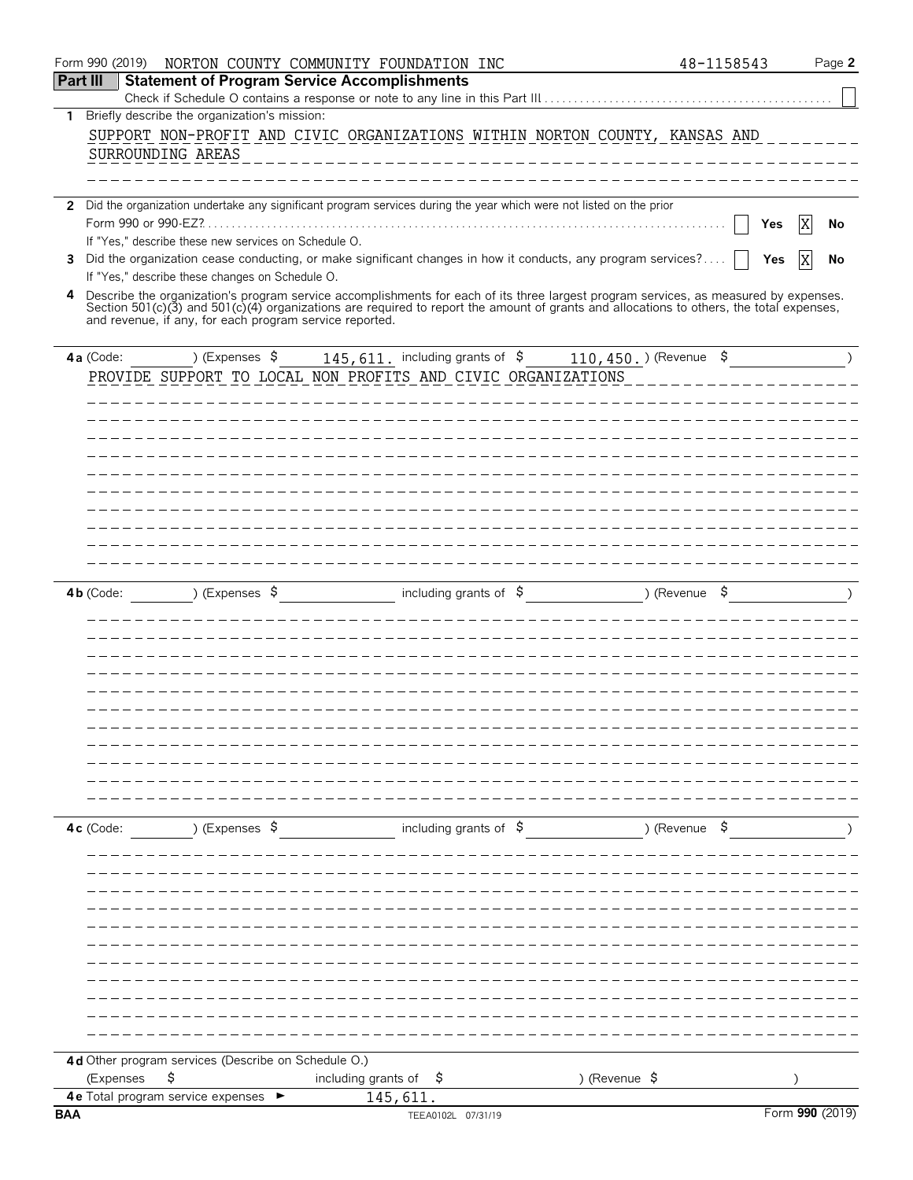Form 990 (2019) NORTON COUNTY COMMUNITY FOUNDATION INC 48-1158543

## Part III Statement of Program Service Accomplishments

Check if Schedule O contains a response or note to any line in this Part III [ ]

**1** Briefly describe the organization's mission:

SUPPORT NON-PROFIT AND CIVIC ORGANIZATIONS WITHIN NORTON COUNTY, KANSAS AND SURROUNDING AREAS

**2** Did the organization undertake any significant program services during the year which were not listed on the prior Form 990 or 990-EZ? [ ] Yes [X] No

If "Yes," describe these new services on Schedule O.

**3** Did the organization cease conducting, or make significant changes in how it conducts, any program services? [ ] Yes [X] No

If "Yes," describe these changes on Schedule O.

**4** Describe the organization's program service accomplishments for each of its three largest program services, as measured by expenses. Section 501(c)(3) and 501(c)(4) organizations are required to report the amount of grants and allocations to others, the total expenses, and revenue, if any, for each program service reported.

**4a** (Code: ) (Expenses $ 145,611. including grants of $ 110,450.) (Revenue $ )

PROVIDE SUPPORT TO LOCAL NON PROFITS AND CIVIC ORGANIZATIONS

**4b** (Code: ) (Expenses $ including grants of $ ) (Revenue $ )

**4c** (Code: ) (Expenses $ including grants of $ ) (Revenue $ )

**4d** Other program services (Describe on Schedule O.)

(Expenses $ including grants of $ ) (Revenue $ )

**4e** Total program service expenses ► 145,611.

BAA TEEA0102L 07/31/19 Form **990** (2019)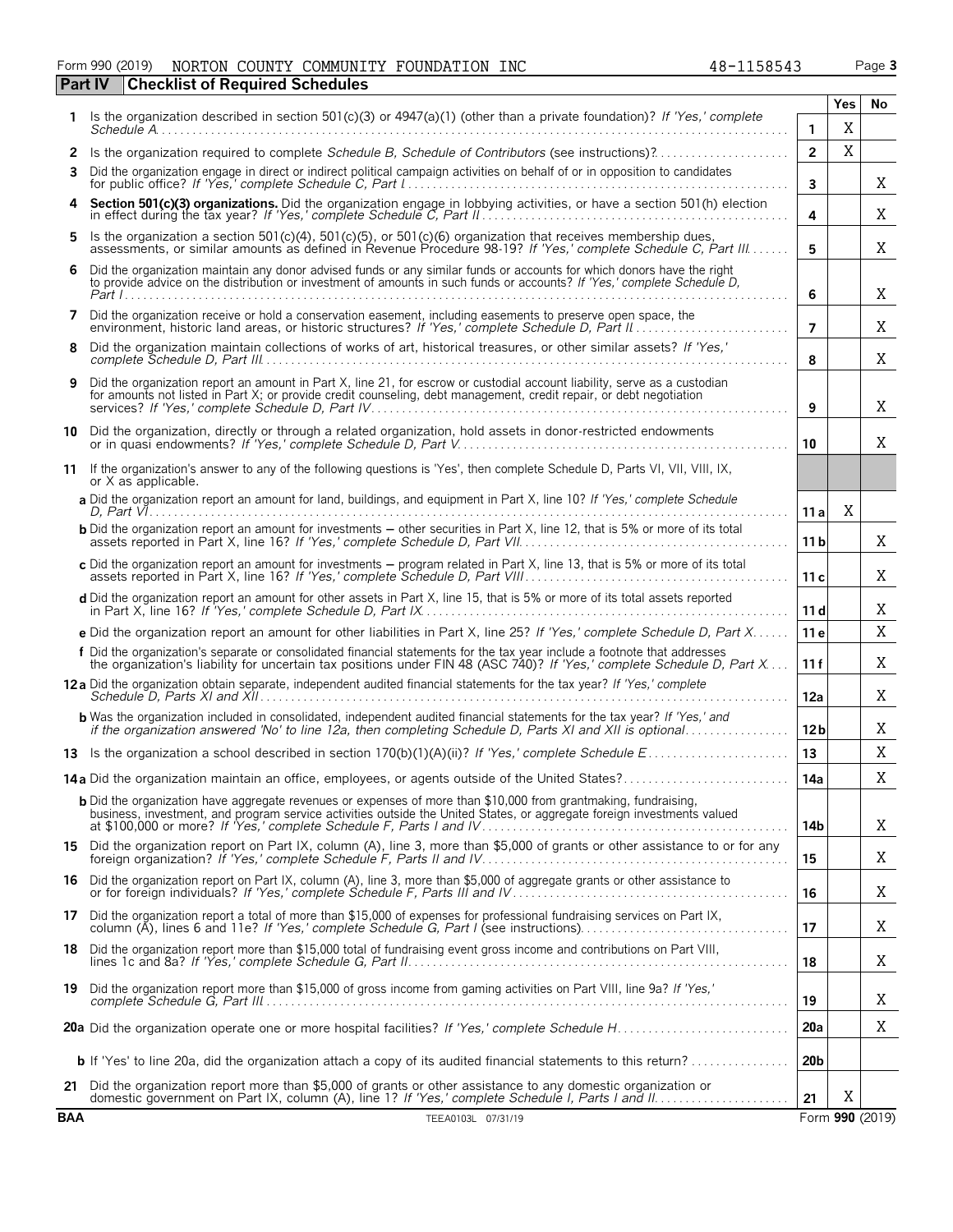Form 990 (2019) NORTON COUNTY COMMUNITY FOUNDATION INC 48-1158543 Page **3**

## Part IV Checklist of Required Schedules

| | | | Yes | No |
|---|---|---|---|---|
| **1** | Is the organization described in section 501(c)(3) or 4947(a)(1) (other than a private foundation)? *If 'Yes,' complete Schedule A* | **1** | X | |
| **2** | Is the organization required to complete *Schedule B, Schedule of Contributors* (see instructions)? | **2** | X | |
| **3** | Did the organization engage in direct or indirect political campaign activities on behalf of or in opposition to candidates for public office? *If 'Yes,' complete Schedule C, Part I* | **3** | | X |
| **4** | **Section 501(c)(3) organizations.** Did the organization engage in lobbying activities, or have a section 501(h) election in effect during the tax year? *If 'Yes,' complete Schedule C, Part II* | **4** | | X |
| **5** | Is the organization a section 501(c)(4), 501(c)(5), or 501(c)(6) organization that receives membership dues, assessments, or similar amounts as defined in Revenue Procedure 98-19? *If 'Yes,' complete Schedule C, Part III* | **5** | | X |
| **6** | Did the organization maintain any donor advised funds or any similar funds or accounts for which donors have the right to provide advice on the distribution or investment of amounts in such funds or accounts? *If 'Yes,' complete Schedule D, Part I* | **6** | | X |
| **7** | Did the organization receive or hold a conservation easement, including easements to preserve open space, the environment, historic land areas, or historic structures? *If 'Yes,' complete Schedule D, Part II* | **7** | | X |
| **8** | Did the organization maintain collections of works of art, historical treasures, or other similar assets? *If 'Yes,' complete Schedule D, Part III* | **8** | | X |
| **9** | Did the organization report an amount in Part X, line 21, for escrow or custodial account liability, serve as a custodian for amounts not listed in Part X; or provide credit counseling, debt management, credit repair, or debt negotiation services? *If 'Yes,' complete Schedule D, Part IV* | **9** | | X |
| **10** | Did the organization, directly or through a related organization, hold assets in donor-restricted endowments or in quasi endowments? *If 'Yes,' complete Schedule D, Part V* | **10** | | X |
| **11** | If the organization's answer to any of the following questions is 'Yes', then complete Schedule D, Parts VI, VII, VIII, IX, or X as applicable. | | | |
| | **a** Did the organization report an amount for land, buildings, and equipment in Part X, line 10? *If 'Yes,' complete Schedule D, Part VI* | **11a** | X | |
| | **b** Did the organization report an amount for investments – other securities in Part X, line 12, that is 5% or more of its total assets reported in Part X, line 16? *If 'Yes,' complete Schedule D, Part VII* | **11b** | | X |
| | **c** Did the organization report an amount for investments – program related in Part X, line 13, that is 5% or more of its total assets reported in Part X, line 16? *If 'Yes,' complete Schedule D, Part VIII* | **11c** | | X |
| | **d** Did the organization report an amount for other assets in Part X, line 15, that is 5% or more of its total assets reported in Part X, line 16? *If 'Yes,' complete Schedule D, Part IX* | **11d** | | X |
| | **e** Did the organization report an amount for other liabilities in Part X, line 25? *If 'Yes,' complete Schedule D, Part X* | **11e** | | X |
| | **f** Did the organization's separate or consolidated financial statements for the tax year include a footnote that addresses the organization's liability for uncertain tax positions under FIN 48 (ASC 740)? *If 'Yes,' complete Schedule D, Part X* | **11f** | | X |
| **12a** | Did the organization obtain separate, independent audited financial statements for the tax year? *If 'Yes,' complete Schedule D, Parts XI and XII* | **12a** | | X |
| | **b** Was the organization included in consolidated, independent audited financial statements for the tax year? *If 'Yes,' and if the organization answered 'No' to line 12a, then completing Schedule D, Parts XI and XII is optional* | **12b** | | X |
| **13** | Is the organization a school described in section 170(b)(1)(A)(ii)? *If 'Yes,' complete Schedule E* | **13** | | X |
| **14a** | Did the organization maintain an office, employees, or agents outside of the United States? | **14a** | | X |
| | **b** Did the organization have aggregate revenues or expenses of more than $10,000 from grantmaking, fundraising, business, investment, and program service activities outside the United States, or aggregate foreign investments valued at $100,000 or more? *If 'Yes,' complete Schedule F, Parts I and IV* | **14b** | | X |
| **15** | Did the organization report on Part IX, column (A), line 3, more than $5,000 of grants or other assistance to or for any foreign organization? *If 'Yes,' complete Schedule F, Parts II and IV* | **15** | | X |
| **16** | Did the organization report on Part IX, column (A), line 3, more than $5,000 of aggregate grants or other assistance to or for foreign individuals? *If 'Yes,' complete Schedule F, Parts III and IV* | **16** | | X |
| **17** | Did the organization report a total of more than $15,000 of expenses for professional fundraising services on Part IX, column (A), lines 6 and 11e? *If 'Yes,' complete Schedule G, Part I* (see instructions) | **17** | | X |
| **18** | Did the organization report more than $15,000 total of fundraising event gross income and contributions on Part VIII, lines 1c and 8a? *If 'Yes,' complete Schedule G, Part II* | **18** | | X |
| **19** | Did the organization report more than $15,000 of gross income from gaming activities on Part VIII, line 9a? *If 'Yes,' complete Schedule G, Part III* | **19** | | X |
| **20a** | Did the organization operate one or more hospital facilities? *If 'Yes,' complete Schedule H* | **20a** | | X |
| | **b** If 'Yes' to line 20a, did the organization attach a copy of its audited financial statements to this return? | **20b** | | |
| **21** | Did the organization report more than $5,000 of grants or other assistance to any domestic organization or domestic government on Part IX, column (A), line 1? *If 'Yes,' complete Schedule I, Parts I and II* | **21** | X | |

**BAA** TEEA0103L 07/31/19 Form **990** (2019)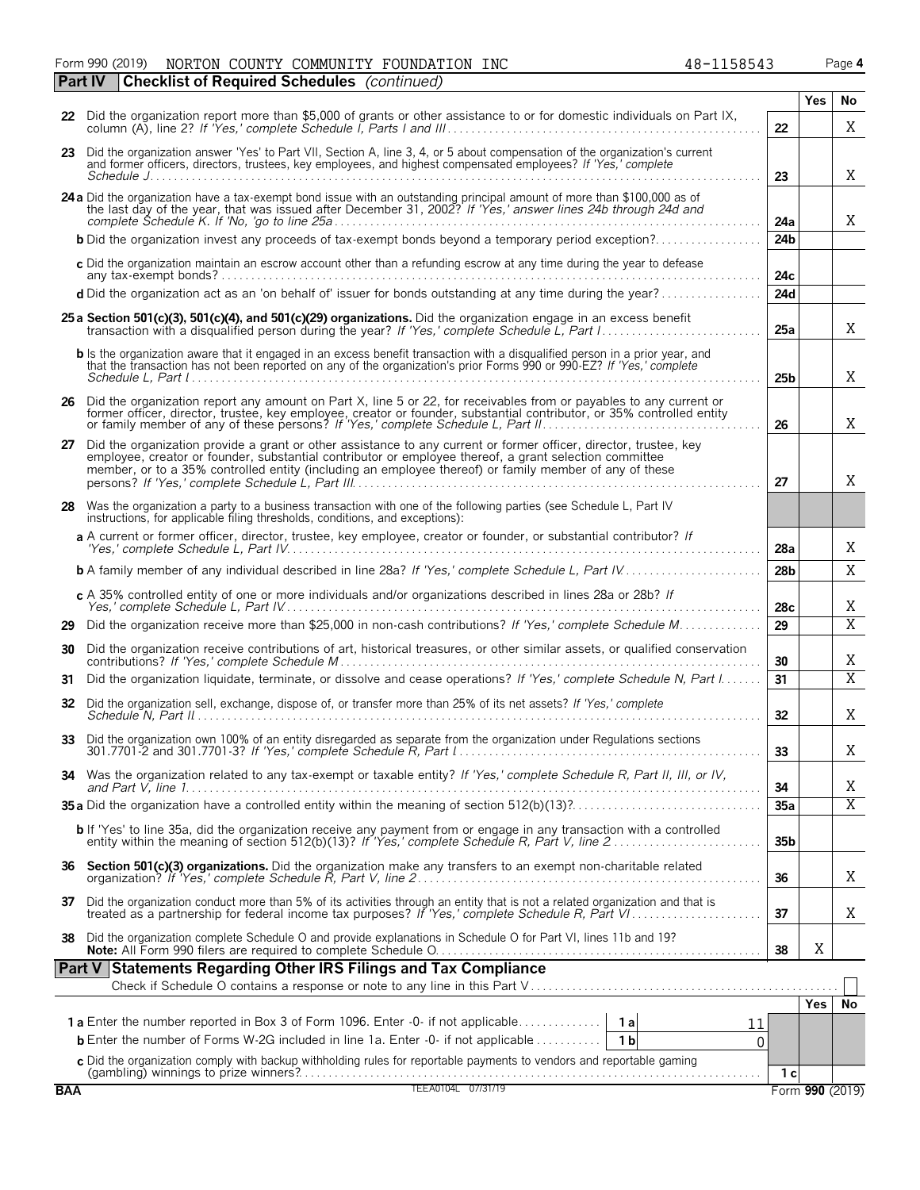Form 990 (2019) NORTON COUNTY COMMUNITY FOUNDATION INC 48-1158543 Page 4

## Part IV Checklist of Required Schedules *(continued)*

| | | Line | Yes | No |
|---|---|---|---|---|
| 22 | Did the organization report more than $5,000 of grants or other assistance to or for domestic individuals on Part IX, column (A), line 2? *If 'Yes,' complete Schedule I, Parts I and III* | 22 | | X |
| 23 | Did the organization answer 'Yes' to Part VII, Section A, line 3, 4, or 5 about compensation of the organization's current and former officers, directors, trustees, key employees, and highest compensated employees? *If 'Yes,' complete Schedule J* | 23 | | X |
| 24a | Did the organization have a tax-exempt bond issue with an outstanding principal amount of more than $100,000 as of the last day of the year, that was issued after December 31, 2002? *If 'Yes,' answer lines 24b through 24d and complete Schedule K. If 'No,' go to line 25a* | 24a | | X |
| b | Did the organization invest any proceeds of tax-exempt bonds beyond a temporary period exception? | 24b | | |
| c | Did the organization maintain an escrow account other than a refunding escrow at any time during the year to defease any tax-exempt bonds? | 24c | | |
| d | Did the organization act as an 'on behalf of' issuer for bonds outstanding at any time during the year? | 24d | | |
| 25a | **Section 501(c)(3), 501(c)(4), and 501(c)(29) organizations.** Did the organization engage in an excess benefit transaction with a disqualified person during the year? *If 'Yes,' complete Schedule L, Part I* | 25a | | X |
| b | Is the organization aware that it engaged in an excess benefit transaction with a disqualified person in a prior year, and that the transaction has not been reported on any of the organization's prior Forms 990 or 990-EZ? *If 'Yes,' complete Schedule L, Part I* | 25b | | X |
| 26 | Did the organization report any amount on Part X, line 5 or 22, for receivables from or payables to any current or former officer, director, trustee, key employee, creator or founder, substantial contributor, or 35% controlled entity or family member of any of these persons? *If 'Yes,' complete Schedule L, Part II* | 26 | | X |
| 27 | Did the organization provide a grant or other assistance to any current or former officer, director, trustee, key employee, creator or founder, substantial contributor or employee thereof, a grant selection committee member, or to a 35% controlled entity (including an employee thereof) or family member of any of these persons? *If 'Yes,' complete Schedule L, Part III* | 27 | | X |
| 28 | Was the organization a party to a business transaction with one of the following parties (see Schedule L, Part IV instructions, for applicable filing thresholds, conditions, and exceptions): | | | |
| a | A current or former officer, director, trustee, key employee, creator or founder, or substantial contributor? *If 'Yes,' complete Schedule L, Part IV* | 28a | | X |
| b | A family member of any individual described in line 28a? *If 'Yes,' complete Schedule L, Part IV* | 28b | | X |
| c | A 35% controlled entity of one or more individuals and/or organizations described in lines 28a or 28b? *If Yes,' complete Schedule L, Part IV* | 28c | | X |
| 29 | Did the organization receive more than $25,000 in non-cash contributions? *If 'Yes,' complete Schedule M* | 29 | | X |
| 30 | Did the organization receive contributions of art, historical treasures, or other similar assets, or qualified conservation contributions? *If 'Yes,' complete Schedule M* | 30 | | X |
| 31 | Did the organization liquidate, terminate, or dissolve and cease operations? *If 'Yes,' complete Schedule N, Part I* | 31 | | X |
| 32 | Did the organization sell, exchange, dispose of, or transfer more than 25% of its net assets? *If 'Yes,' complete Schedule N, Part II* | 32 | | X |
| 33 | Did the organization own 100% of an entity disregarded as separate from the organization under Regulations sections 301.7701-2 and 301.7701-3? *If 'Yes,' complete Schedule R, Part I* | 33 | | X |
| 34 | Was the organization related to any tax-exempt or taxable entity? *If 'Yes,' complete Schedule R, Part II, III, or IV, and Part V, line 1* | 34 | | X |
| 35a | Did the organization have a controlled entity within the meaning of section 512(b)(13)? | 35a | | X |
| b | If 'Yes' to line 35a, did the organization receive any payment from or engage in any transaction with a controlled entity within the meaning of section 512(b)(13)? *If 'Yes,' complete Schedule R, Part V, line 2* | 35b | | |
| 36 | **Section 501(c)(3) organizations.** Did the organization make any transfers to an exempt non-charitable related organization? *If 'Yes,' complete Schedule R, Part V, line 2* | 36 | | X |
| 37 | Did the organization conduct more than 5% of its activities through an entity that is not a related organization and that is treated as a partnership for federal income tax purposes? *If 'Yes,' complete Schedule R, Part VI* | 37 | | X |
| 38 | Did the organization complete Schedule O and provide explanations in Schedule O for Part VI, lines 11b and 19? **Note:** All Form 990 filers are required to complete Schedule O. | 38 | X | |

## Part V Statements Regarding Other IRS Filings and Tax Compliance

Check if Schedule O contains a response or note to any line in this Part V ☐

| | | | | Line | Yes | No |
|---|---|---|---|---|---|---|
| 1a | Enter the number reported in Box 3 of Form 1096. Enter -0- if not applicable | 1a | 11 | | | |
| b | Enter the number of Forms W-2G included in line 1a. Enter -0- if not applicable | 1b | 0 | | | |
| c | Did the organization comply with backup withholding rules for reportable payments to vendors and reportable gaming (gambling) winnings to prize winners? | | | 1c | | |

BAA TEEA0104L 07/31/19 Form **990** (2019)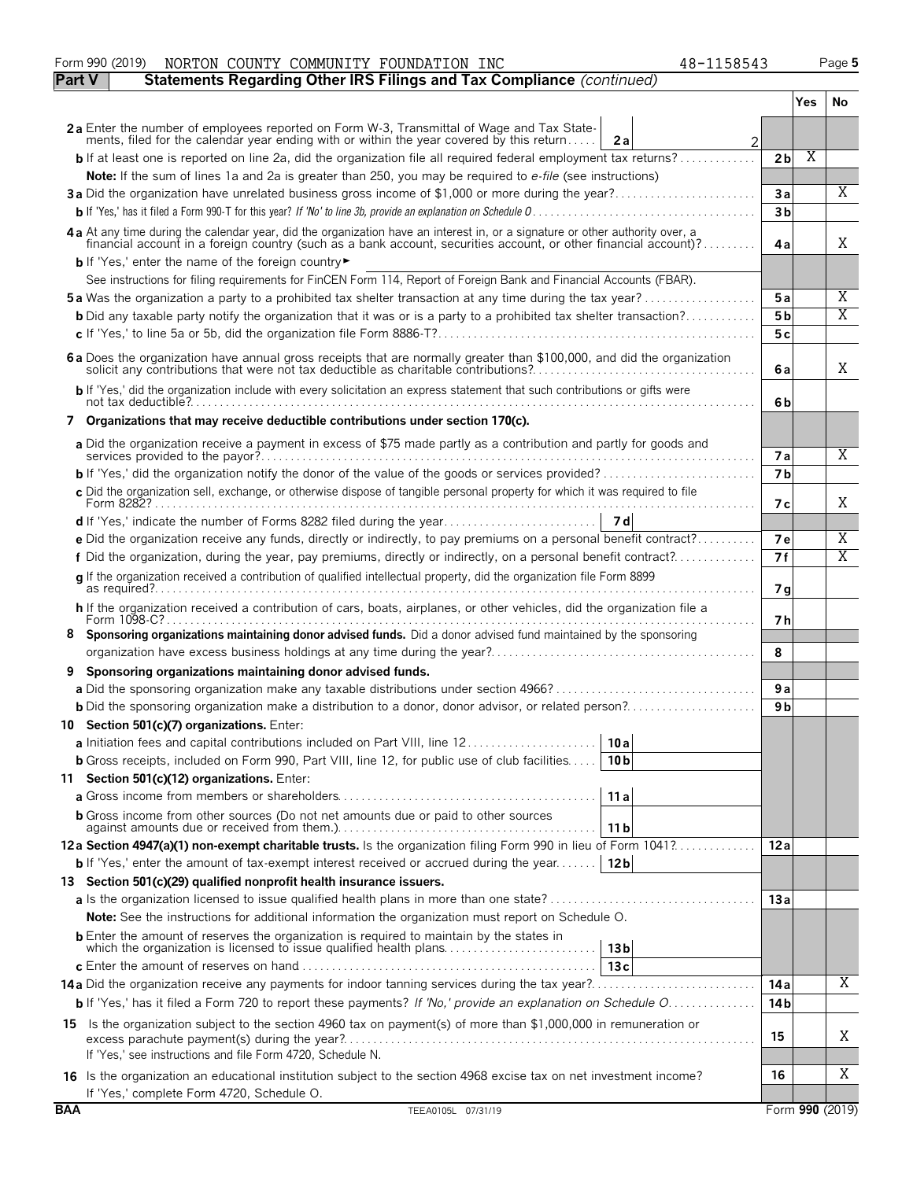Form 990 (2019) NORTON COUNTY COMMUNITY FOUNDATION INC 48-1158543 Page 5

**Part V Statements Regarding Other IRS Filings and Tax Compliance** *(continued)*

| | | | Yes | No |
|---|---|---|---|---|
| **2a** Enter the number of employees reported on Form W-3, Transmittal of Wage and Tax Statements, filed for the calendar year ending with or within the year covered by this return | 2a | 2 | | |
| **b** If at least one is reported on line 2a, did the organization file all required federal employment tax returns? | | 2b | X | |
| **Note:** If the sum of lines 1a and 2a is greater than 250, you may be required to *e-file* (see instructions) | | | | |
| **3a** Did the organization have unrelated business gross income of $1,000 or more during the year? | | 3a | | X |
| **b** If 'Yes,' has it filed a Form 990-T for this year? *If 'No' to line 3b, provide an explanation on Schedule O* | | 3b | | |
| **4a** At any time during the calendar year, did the organization have an interest in, or a signature or other authority over, a financial account in a foreign country (such as a bank account, securities account, or other financial account)? | | 4a | | X |
| **b** If 'Yes,' enter the name of the foreign country ► | | | | |
| See instructions for filing requirements for FinCEN Form 114, Report of Foreign Bank and Financial Accounts (FBAR). | | | | |
| **5a** Was the organization a party to a prohibited tax shelter transaction at any time during the tax year? | | 5a | | X |
| **b** Did any taxable party notify the organization that it was or is a party to a prohibited tax shelter transaction? | | 5b | | X |
| **c** If 'Yes,' to line 5a or 5b, did the organization file Form 8886-T? | | 5c | | |
| **6a** Does the organization have annual gross receipts that are normally greater than $100,000, and did the organization solicit any contributions that were not tax deductible as charitable contributions? | | 6a | | X |
| **b** If 'Yes,' did the organization include with every solicitation an express statement that such contributions or gifts were not tax deductible? | | 6b | | |
| **7 Organizations that may receive deductible contributions under section 170(c).** | | | | |
| **a** Did the organization receive a payment in excess of $75 made partly as a contribution and partly for goods and services provided to the payor? | | 7a | | X |
| **b** If 'Yes,' did the organization notify the donor of the value of the goods or services provided? | | 7b | | |
| **c** Did the organization sell, exchange, or otherwise dispose of tangible personal property for which it was required to file Form 8282? | | 7c | | X |
| **d** If 'Yes,' indicate the number of Forms 8282 filed during the year | 7d | | | |
| **e** Did the organization receive any funds, directly or indirectly, to pay premiums on a personal benefit contract? | | 7e | | X |
| **f** Did the organization, during the year, pay premiums, directly or indirectly, on a personal benefit contract? | | 7f | | X |
| **g** If the organization received a contribution of qualified intellectual property, did the organization file Form 8899 as required? | | 7g | | |
| **h** If the organization received a contribution of cars, boats, airplanes, or other vehicles, did the organization file a Form 1098-C? | | 7h | | |
| **8 Sponsoring organizations maintaining donor advised funds.** Did a donor advised fund maintained by the sponsoring organization have excess business holdings at any time during the year? | | 8 | | |
| **9 Sponsoring organizations maintaining donor advised funds.** | | | | |
| **a** Did the sponsoring organization make any taxable distributions under section 4966? | | 9a | | |
| **b** Did the sponsoring organization make a distribution to a donor, donor advisor, or related person? | | 9b | | |
| **10 Section 501(c)(7) organizations.** Enter: | | | | |
| **a** Initiation fees and capital contributions included on Part VIII, line 12 | 10a | | | |
| **b** Gross receipts, included on Form 990, Part VIII, line 12, for public use of club facilities | 10b | | | |
| **11 Section 501(c)(12) organizations.** Enter: | | | | |
| **a** Gross income from members or shareholders | 11a | | | |
| **b** Gross income from other sources (Do not net amounts due or paid to other sources against amounts due or received from them.) | 11b | | | |
| **12a Section 4947(a)(1) non-exempt charitable trusts.** Is the organization filing Form 990 in lieu of Form 1041? | | 12a | | |
| **b** If 'Yes,' enter the amount of tax-exempt interest received or accrued during the year | 12b | | | |
| **13 Section 501(c)(29) qualified nonprofit health insurance issuers.** | | | | |
| **a** Is the organization licensed to issue qualified health plans in more than one state? | | 13a | | |
| **Note:** See the instructions for additional information the organization must report on Schedule O. | | | | |
| **b** Enter the amount of reserves the organization is required to maintain by the states in which the organization is licensed to issue qualified health plans | 13b | | | |
| **c** Enter the amount of reserves on hand | 13c | | | |
| **14a** Did the organization receive any payments for indoor tanning services during the tax year? | | 14a | | X |
| **b** If 'Yes,' has it filed a Form 720 to report these payments? *If 'No,' provide an explanation on Schedule O* | | 14b | | |
| **15** Is the organization subject to the section 4960 tax on payment(s) of more than $1,000,000 in remuneration or excess parachute payment(s) during the year? If 'Yes,' see instructions and file Form 4720, Schedule N. | | 15 | | X |
| **16** Is the organization an educational institution subject to the section 4968 excise tax on net investment income? If 'Yes,' complete Form 4720, Schedule O. | | 16 | | X |

BAA TEEA0105L 07/31/19 Form **990** (2019)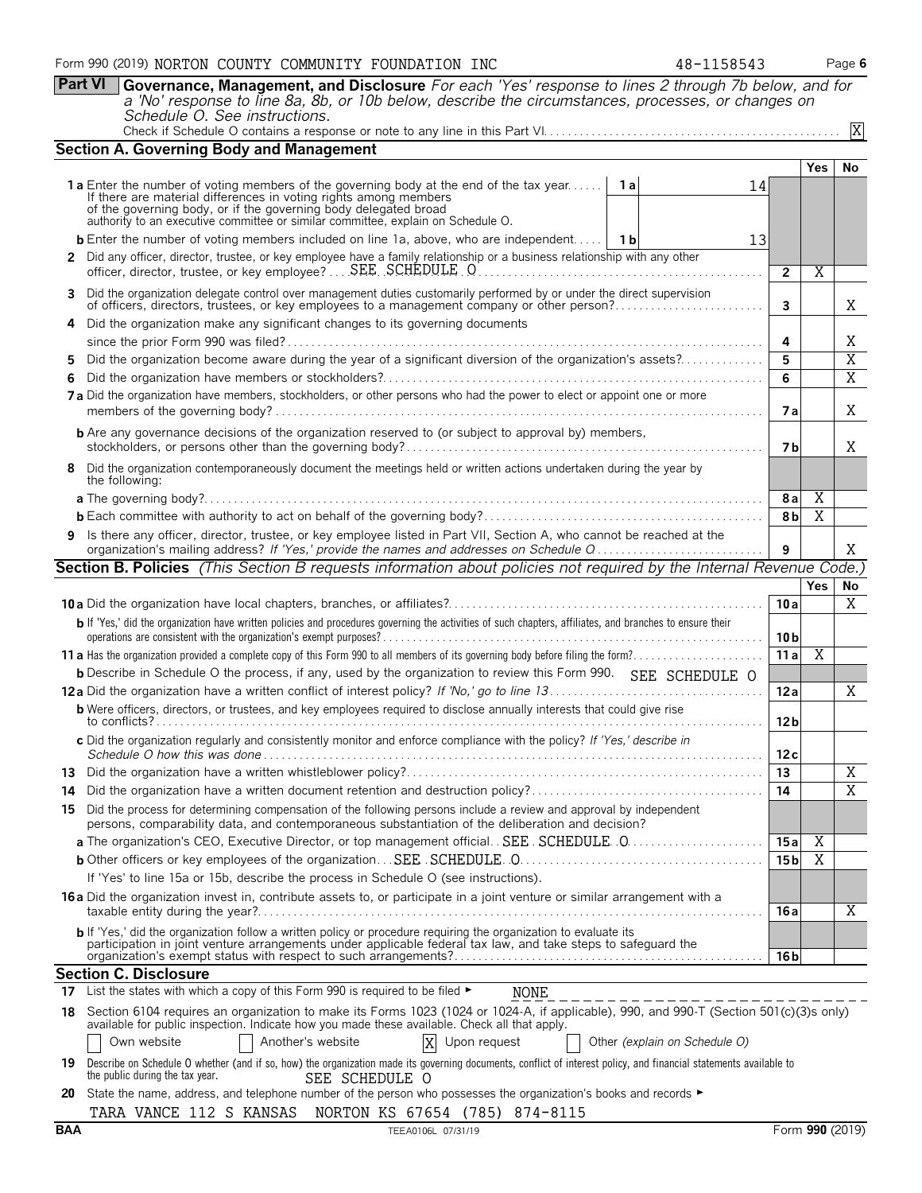Form 990 (2019) NORTON COUNTY COMMUNITY FOUNDATION INC 48-1158543

## Part VI Governance, Management, and Disclosure

*For each 'Yes' response to lines 2 through 7b below, and for a 'No' response to line 8a, 8b, or 10b below, describe the circumstances, processes, or changes on Schedule O. See instructions.*

Check if Schedule O contains a response or note to any line in this Part VI. [X]

### Section A. Governing Body and Management

| | | | Yes | No |
|---|---|---|---|---|
| **1a** | Enter the number of voting members of the governing body at the end of the tax year. If there are material differences in voting rights among members of the governing body, or if the governing body delegated broad authority to an executive committee or similar committee, explain on Schedule O. **1a** 14 | | | |
| **b** | Enter the number of voting members included on line 1a, above, who are independent. **1b** 13 | | | |
| **2** | Did any officer, director, trustee, or key employee have a family relationship or a business relationship with any other officer, director, trustee, or key employee? SEE SCHEDULE O | 2 | X | |
| **3** | Did the organization delegate control over management duties customarily performed by or under the direct supervision of officers, directors, trustees, or key employees to a management company or other person? | 3 | | X |
| **4** | Did the organization make any significant changes to its governing documents since the prior Form 990 was filed? | 4 | | X |
| **5** | Did the organization become aware during the year of a significant diversion of the organization's assets? | 5 | | X |
| **6** | Did the organization have members or stockholders? | 6 | | X |
| **7a** | Did the organization have members, stockholders, or other persons who had the power to elect or appoint one or more members of the governing body? | 7a | | X |
| **b** | Are any governance decisions of the organization reserved to (or subject to approval by) members, stockholders, or persons other than the governing body? | 7b | | X |
| **8** | Did the organization contemporaneously document the meetings held or written actions undertaken during the year by the following: | | | |
| **a** | The governing body? | 8a | X | |
| **b** | Each committee with authority to act on behalf of the governing body? | 8b | X | |
| **9** | Is there any officer, director, trustee, or key employee listed in Part VII, Section A, who cannot be reached at the organization's mailing address? *If 'Yes,' provide the names and addresses on Schedule O* | 9 | | X |

### Section B. Policies *(This Section B requests information about policies not required by the Internal Revenue Code.)*

| | | | Yes | No |
|---|---|---|---|---|
| **10a** | Did the organization have local chapters, branches, or affiliates? | 10a | | X |
| **b** | If 'Yes,' did the organization have written policies and procedures governing the activities of such chapters, affiliates, and branches to ensure their operations are consistent with the organization's exempt purposes? | 10b | | |
| **11a** | Has the organization provided a complete copy of this Form 990 to all members of its governing body before filing the form? | 11a | X | |
| **b** | Describe in Schedule O the process, if any, used by the organization to review this Form 990. SEE SCHEDULE O | | | |
| **12a** | Did the organization have a written conflict of interest policy? *If 'No,' go to line 13* | 12a | | X |
| **b** | Were officers, directors, or trustees, and key employees required to disclose annually interests that could give rise to conflicts? | 12b | | |
| **c** | Did the organization regularly and consistently monitor and enforce compliance with the policy? *If 'Yes,' describe in Schedule O how this was done* | 12c | | |
| **13** | Did the organization have a written whistleblower policy? | 13 | | X |
| **14** | Did the organization have a written document retention and destruction policy? | 14 | | X |
| **15** | Did the process for determining compensation of the following persons include a review and approval by independent persons, comparability data, and contemporaneous substantiation of the deliberation and decision? | | | |
| **a** | The organization's CEO, Executive Director, or top management official. SEE SCHEDULE O | 15a | X | |
| **b** | Other officers or key employees of the organization. SEE SCHEDULE O | 15b | X | |
| | If 'Yes' to line 15a or 15b, describe the process in Schedule O (see instructions). | | | |
| **16a** | Did the organization invest in, contribute assets to, or participate in a joint venture or similar arrangement with a taxable entity during the year? | 16a | | X |
| **b** | If 'Yes,' did the organization follow a written policy or procedure requiring the organization to evaluate its participation in joint venture arrangements under applicable federal tax law, and take steps to safeguard the organization's exempt status with respect to such arrangements? | 16b | | |

### Section C. Disclosure

**17** List the states with which a copy of this Form 990 is required to be filed ► NONE

**18** Section 6104 requires an organization to make its Forms 1023 (1024 or 1024-A, if applicable), 990, and 990-T (Section 501(c)(3)s only) available for public inspection. Indicate how you made these available. Check all that apply.

[ ] Own website [ ] Another's website [X] Upon request [ ] Other *(explain on Schedule O)*

**19** Describe on Schedule O whether (and if so, how) the organization made its governing documents, conflict of interest policy, and financial statements available to the public during the tax year. SEE SCHEDULE O

**20** State the name, address, and telephone number of the person who possesses the organization's books and records ►

TARA VANCE 112 S KANSAS NORTON KS 67654 (785) 874-8115

BAA TEEA0106L 07/31/19 Form **990** (2019)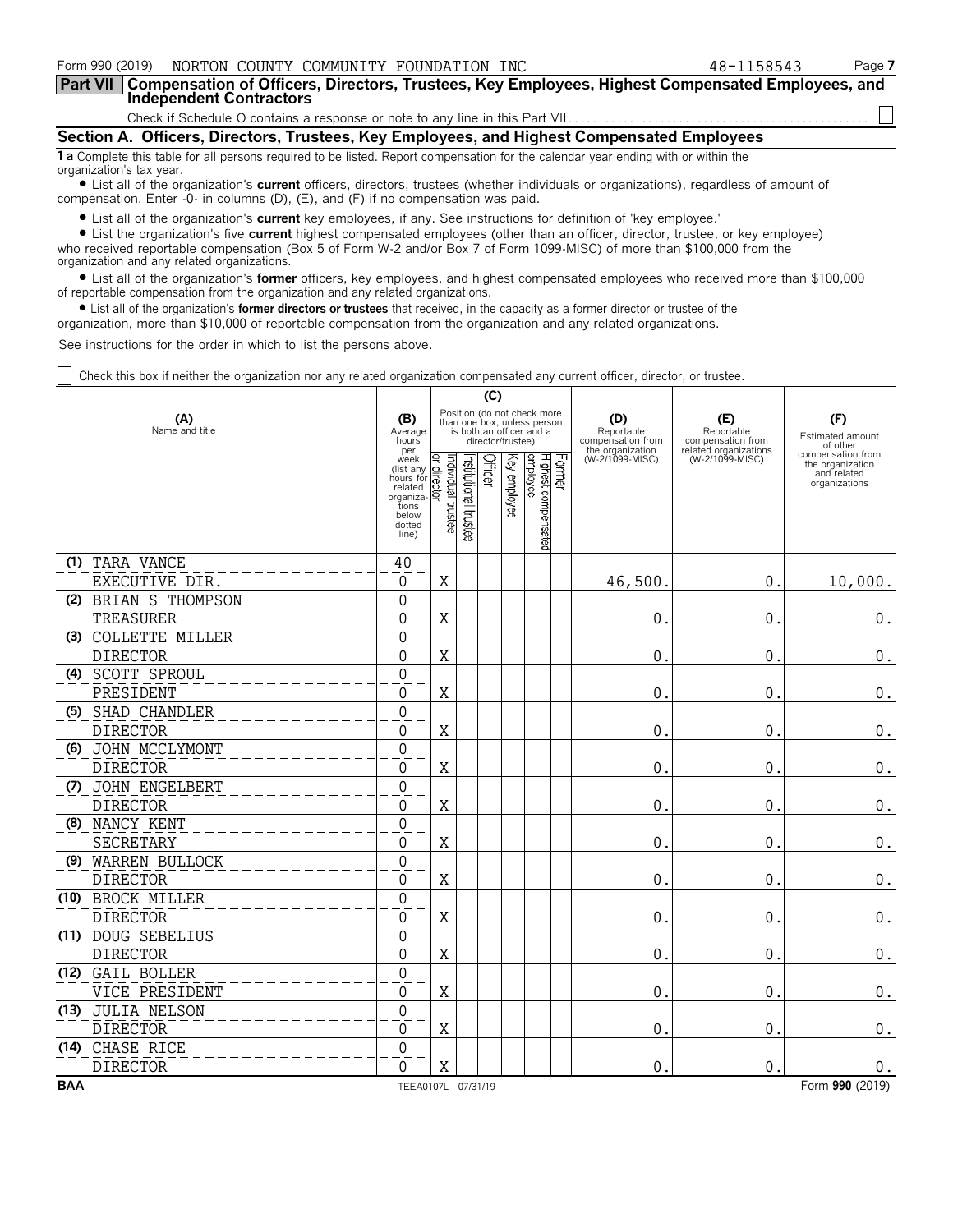Form 990 (2019) NORTON COUNTY COMMUNITY FOUNDATION INC 48-1158543

## Part VII Compensation of Officers, Directors, Trustees, Key Employees, Highest Compensated Employees, and Independent Contractors

Check if Schedule O contains a response or note to any line in this Part VII ☐

### Section A. Officers, Directors, Trustees, Key Employees, and Highest Compensated Employees

**1 a** Complete this table for all persons required to be listed. Report compensation for the calendar year ending with or within the organization's tax year.

- List all of the organization's **current** officers, directors, trustees (whether individuals or organizations), regardless of amount of compensation. Enter -0- in columns (D), (E), and (F) if no compensation was paid.
- List all of the organization's **current** key employees, if any. See instructions for definition of 'key employee.'
- List the organization's five **current** highest compensated employees (other than an officer, director, trustee, or key employee) who received reportable compensation (Box 5 of Form W-2 and/or Box 7 of Form 1099-MISC) of more than $100,000 from the organization and any related organizations.
- List all of the organization's **former** officers, key employees, and highest compensated employees who received more than $100,000 of reportable compensation from the organization and any related organizations.
- List all of the organization's **former directors or trustees** that received, in the capacity as a former director or trustee of the organization, more than $10,000 of reportable compensation from the organization and any related organizations.

See instructions for the order in which to list the persons above.

☐ Check this box if neither the organization nor any related organization compensated any current officer, director, or trustee.

| (A) Name and title | (B) Average hours per week (list any hours for related organizations below dotted line) | (C) Individual trustee or director | Institutional trustee | Officer | Key employee | Highest compensated employee | Former | (D) Reportable compensation from the organization (W-2/1099-MISC) | (E) Reportable compensation from related organizations (W-2/1099-MISC) | (F) Estimated amount of other compensation from the organization and related organizations |
|---|---|---|---|---|---|---|---|---|---|---|
| (1) TARA VANCE<br>EXECUTIVE DIR. | 40<br>0 | X | | | | | | 46,500. | 0. | 10,000. |
| (2) BRIAN S THOMPSON<br>TREASURER | 0<br>0 | X | | | | | | 0. | 0. | 0. |
| (3) COLLETTE MILLER<br>DIRECTOR | 0<br>0 | X | | | | | | 0. | 0. | 0. |
| (4) SCOTT SPROUL<br>PRESIDENT | 0<br>0 | X | | | | | | 0. | 0. | 0. |
| (5) SHAD CHANDLER<br>DIRECTOR | 0<br>0 | X | | | | | | 0. | 0. | 0. |
| (6) JOHN MCCLYMONT<br>DIRECTOR | 0<br>0 | X | | | | | | 0. | 0. | 0. |
| (7) JOHN ENGELBERT<br>DIRECTOR | 0<br>0 | X | | | | | | 0. | 0. | 0. |
| (8) NANCY KENT<br>SECRETARY | 0<br>0 | X | | | | | | 0. | 0. | 0. |
| (9) WARREN BULLOCK<br>DIRECTOR | 0<br>0 | X | | | | | | 0. | 0. | 0. |
| (10) BROCK MILLER<br>DIRECTOR | 0<br>0 | X | | | | | | 0. | 0. | 0. |
| (11) DOUG SEBELIUS<br>DIRECTOR | 0<br>0 | X | | | | | | 0. | 0. | 0. |
| (12) GAIL BOLLER<br>VICE PRESIDENT | 0<br>0 | X | | | | | | 0. | 0. | 0. |
| (13) JULIA NELSON<br>DIRECTOR | 0<br>0 | X | | | | | | 0. | 0. | 0. |
| (14) CHASE RICE<br>DIRECTOR | 0<br>0 | X | | | | | | 0. | 0. | 0. |

BAA TEEA0107L 07/31/19 Form **990** (2019)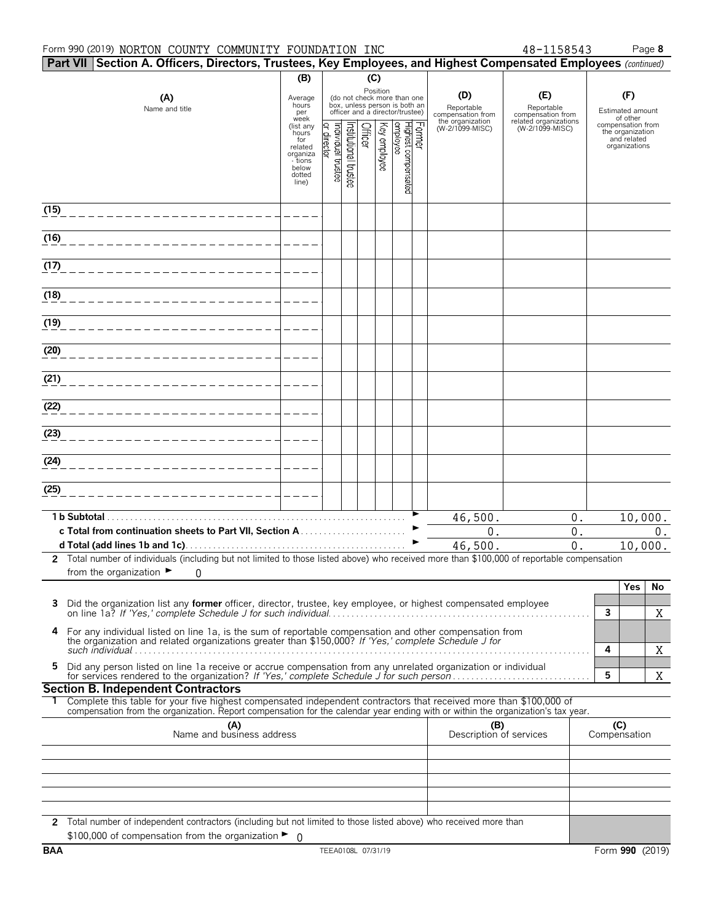Form 990 (2019) NORTON COUNTY COMMUNITY FOUNDATION INC 48-1158543 Page **8**

**Part VII Section A. Officers, Directors, Trustees, Key Employees, and Highest Compensated Employees** *(continued)*

| (A) Name and title | (B) Average hours per week (list any hours for related organizations below dotted line) | (C) Position (do not check more than one box, unless person is both an officer and a director/trustee): Individual trustee or director | Institutional trustee | Officer | Key employee | Highest compensated employee | Former | (D) Reportable compensation from the organization (W-2/1099-MISC) | (E) Reportable compensation from related organizations (W-2/1099-MISC) | (F) Estimated amount of other compensation from the organization and related organizations |
|---|---|---|---|---|---|---|---|---|---|---|
| (15) | | | | | | | | | | |
| (16) | | | | | | | | | | |
| (17) | | | | | | | | | | |
| (18) | | | | | | | | | | |
| (19) | | | | | | | | | | |
| (20) | | | | | | | | | | |
| (21) | | | | | | | | | | |
| (22) | | | | | | | | | | |
| (23) | | | | | | | | | | |
| (24) | | | | | | | | | | |
| (25) | | | | | | | | | | |
| **1 b Subtotal** | | | | | | | | 46,500. | 0. | 10,000. |
| **c Total from continuation sheets to Part VII, Section A** | | | | | | | | 0. | 0. | 0. |
| **d Total (add lines 1b and 1c)** | | | | | | | | 46,500. | 0. | 10,000. |

**2** Total number of individuals (including but not limited to those listed above) who received more than $100,000 of reportable compensation from the organization ► 0

| | | | Yes | No |
|---|---|---|---|---|
| **3** | Did the organization list any **former** officer, director, trustee, key employee, or highest compensated employee on line 1a? *If 'Yes,' complete Schedule J for such individual* | **3** | | X |
| **4** | For any individual listed on line 1a, is the sum of reportable compensation and other compensation from the organization and related organizations greater than $150,000? *If 'Yes,' complete Schedule J for such individual* | **4** | | X |
| **5** | Did any person listed on line 1a receive or accrue compensation from any unrelated organization or individual for services rendered to the organization? *If 'Yes,' complete Schedule J for such person* | **5** | | X |

**Section B. Independent Contractors**

**1** Complete this table for your five highest compensated independent contractors that received more than $100,000 of compensation from the organization. Report compensation for the calendar year ending with or within the organization's tax year.

| (A) Name and business address | (B) Description of services | (C) Compensation |
|---|---|---|
| | | |
| | | |
| | | |
| | | |
| | | |

**2** Total number of independent contractors (including but not limited to those listed above) who received more than $100,000 of compensation from the organization ► 0

**BAA** TEEA0108L 07/31/19 Form **990** (2019)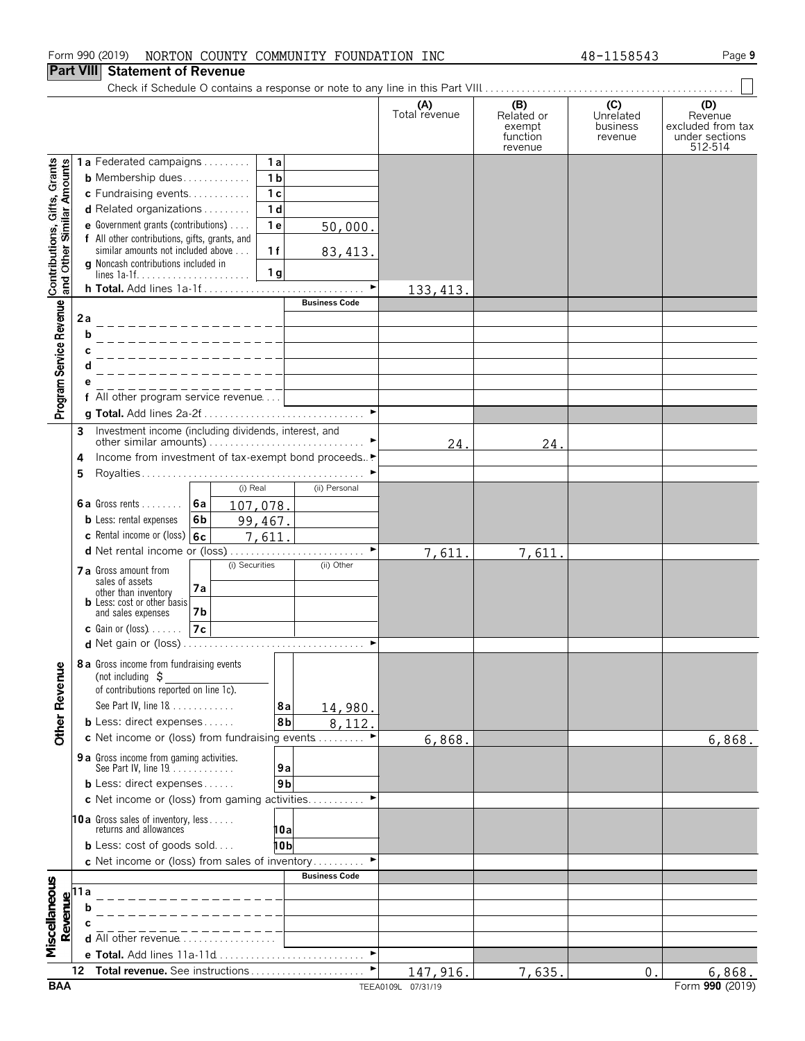Form 990 (2019) NORTON COUNTY COMMUNITY FOUNDATION INC 48-1158543 Page **9**

## Part VIII Statement of Revenue

Check if Schedule O contains a response or note to any line in this Part VIII . . . . . . ☐

| | | | | (A) Total revenue | (B) Related or exempt function revenue | (C) Unrelated business revenue | (D) Revenue excluded from tax under sections 512-514 |
|---|---|---|---|---|---|---|---|
| **Contributions, Gifts, Grants and Other Similar Amounts** | 1a Federated campaigns | 1a | | | | | |
| | b Membership dues | 1b | | | | | |
| | c Fundraising events | 1c | | | | | |
| | d Related organizations | 1d | | | | | |
| | e Government grants (contributions) | 1e | 50,000. | | | | |
| | f All other contributions, gifts, grants, and similar amounts not included above | 1f | 83,413. | | | | |
| | g Noncash contributions included in lines 1a-1f | 1g | | | | | |
| | h **Total.** Add lines 1a-1f | | | 133,413. | | | |
| **Program Service Revenue** | | | **Business Code** | | | | |
| | 2a | | | | | | |
| | b | | | | | | |
| | c | | | | | | |
| | d | | | | | | |
| | e | | | | | | |
| | f All other program service revenue | | | | | | |
| | g **Total.** Add lines 2a-2f | | | | | | |
| **Other Revenue** | 3 Investment income (including dividends, interest, and other similar amounts) | | | 24. | 24. | | |
| | 4 Income from investment of tax-exempt bond proceeds | | | | | | |
| | 5 Royalties | | | | | | |
| | | | (i) Real / (ii) Personal | | | | |
| | 6a Gross rents | 6a | 107,078. | | | | |
| | b Less: rental expenses | 6b | 99,467. | | | | |
| | c Rental income or (loss) | 6c | 7,611. | | | | |
| | d Net rental income or (loss) | | | 7,611. | 7,611. | | |
| | | | (i) Securities / (ii) Other | | | | |
| | 7a Gross amount from sales of assets other than inventory | 7a | | | | | |
| | b Less: cost or other basis and sales expenses | 7b | | | | | |
| | c Gain or (loss) | 7c | | | | | |
| | d Net gain or (loss) | | | | | | |
| | 8a Gross income from fundraising events (not including $ of contributions reported on line 1c). See Part IV, line 18 | 8a | 14,980. | | | | |
| | b Less: direct expenses | 8b | 8,112. | | | | |
| | c Net income or (loss) from fundraising events | | | 6,868. | | | 6,868. |
| | 9a Gross income from gaming activities. See Part IV, line 19 | 9a | | | | | |
| | b Less: direct expenses | 9b | | | | | |
| | c Net income or (loss) from gaming activities | | | | | | |
| | 10a Gross sales of inventory, less returns and allowances | 10a | | | | | |
| | b Less: cost of goods sold | 10b | | | | | |
| | c Net income or (loss) from sales of inventory | | | | | | |
| **Miscellaneous Revenue** | | | **Business Code** | | | | |
| | 11a | | | | | | |
| | b | | | | | | |
| | c | | | | | | |
| | d All other revenue | | | | | | |
| | e **Total.** Add lines 11a-11d | | | | | | |
| | 12 **Total revenue.** See instructions | | | 147,916. | 7,635. | 0. | 6,868. |

BAA TEEA0109L 07/31/19 Form **990** (2019)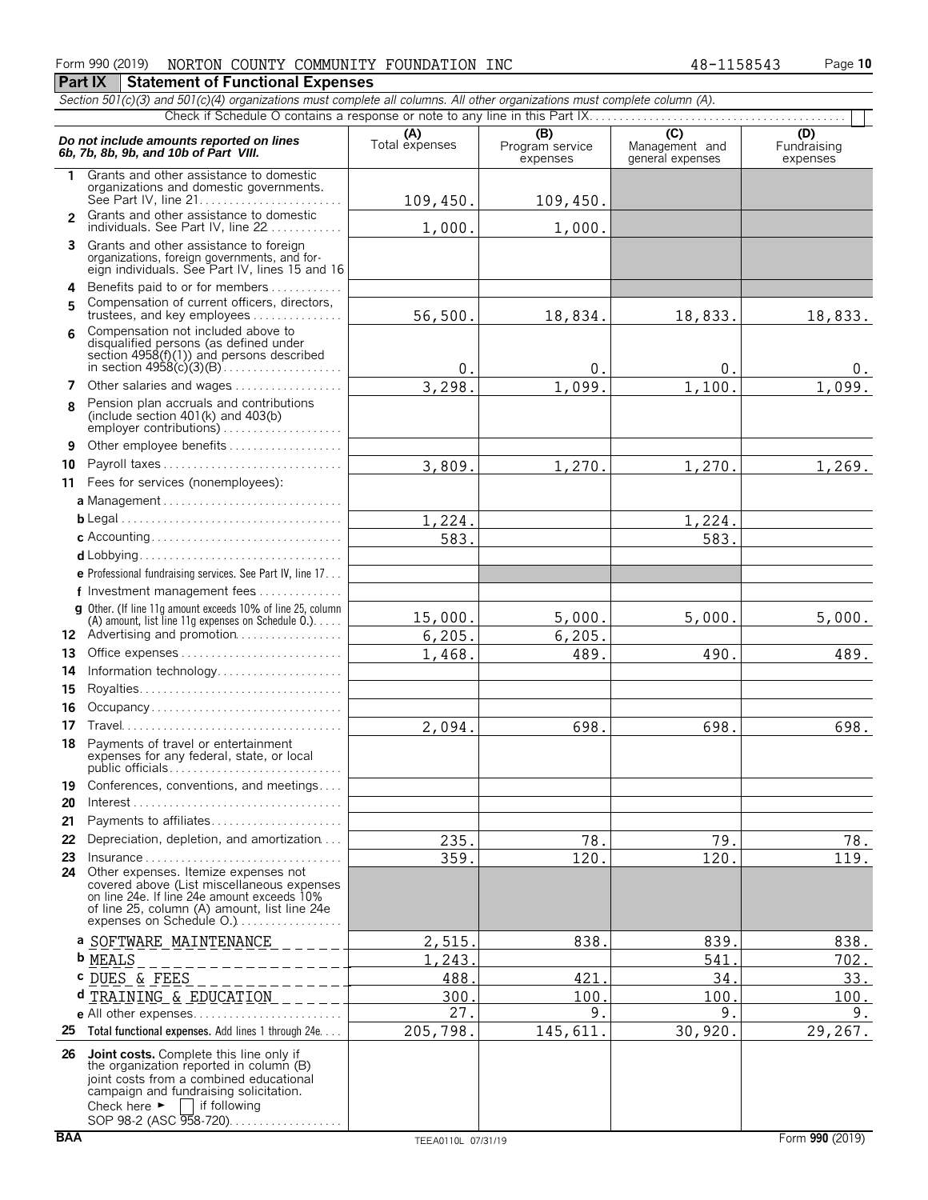Form 990 (2019) NORTON COUNTY COMMUNITY FOUNDATION INC 48-1158543

## Part IX Statement of Functional Expenses

*Section 501(c)(3) and 501(c)(4) organizations must complete all columns. All other organizations must complete column (A).*

Check if Schedule O contains a response or note to any line in this Part IX . . . . . . . . . . ☐

| *Do not include amounts reported on lines 6b, 7b, 8b, 9b, and 10b of Part VIII.* | (A) Total expenses | (B) Program service expenses | (C) Management and general expenses | (D) Fundraising expenses |
|---|---|---|---|---|
| 1 Grants and other assistance to domestic organizations and domestic governments. See Part IV, line 21 | 109,450. | 109,450. | | |
| 2 Grants and other assistance to domestic individuals. See Part IV, line 22 | 1,000. | 1,000. | | |
| 3 Grants and other assistance to foreign organizations, foreign governments, and foreign individuals. See Part IV, lines 15 and 16 | | | | |
| 4 Benefits paid to or for members | | | | |
| 5 Compensation of current officers, directors, trustees, and key employees | 56,500. | 18,834. | 18,833. | 18,833. |
| 6 Compensation not included above to disqualified persons (as defined under section 4958(f)(1)) and persons described in section 4958(c)(3)(B) | 0. | 0. | 0. | 0. |
| 7 Other salaries and wages | 3,298. | 1,099. | 1,100. | 1,099. |
| 8 Pension plan accruals and contributions (include section 401(k) and 403(b) employer contributions) | | | | |
| 9 Other employee benefits | | | | |
| 10 Payroll taxes | 3,809. | 1,270. | 1,270. | 1,269. |
| 11 Fees for services (nonemployees): | | | | |
| a Management | | | | |
| b Legal | 1,224. | | 1,224. | |
| c Accounting | 583. | | 583. | |
| d Lobbying | | | | |
| e Professional fundraising services. See Part IV, line 17 | | | | |
| f Investment management fees | | | | |
| g Other. (If line 11g amount exceeds 10% of line 25, column (A) amount, list line 11g expenses on Schedule O.) | 15,000. | 5,000. | 5,000. | 5,000. |
| 12 Advertising and promotion | 6,205. | 6,205. | | |
| 13 Office expenses | 1,468. | 489. | 490. | 489. |
| 14 Information technology | | | | |
| 15 Royalties | | | | |
| 16 Occupancy | | | | |
| 17 Travel | 2,094. | 698. | 698. | 698. |
| 18 Payments of travel or entertainment expenses for any federal, state, or local public officials | | | | |
| 19 Conferences, conventions, and meetings | | | | |
| 20 Interest | | | | |
| 21 Payments to affiliates | | | | |
| 22 Depreciation, depletion, and amortization | 235. | 78. | 79. | 78. |
| 23 Insurance | 359. | 120. | 120. | 119. |
| 24 Other expenses. Itemize expenses not covered above (List miscellaneous expenses on line 24e. If line 24e amount exceeds 10% of line 25, column (A) amount, list line 24e expenses on Schedule O.) | | | | |
| a SOFTWARE MAINTENANCE | 2,515. | 838. | 839. | 838. |
| b MEALS | 1,243. | | 541. | 702. |
| c DUES & FEES | 488. | 421. | 34. | 33. |
| d TRAINING & EDUCATION | 300. | 100. | 100. | 100. |
| e All other expenses | 27. | 9. | 9. | 9. |
| 25 **Total functional expenses.** Add lines 1 through 24e | 205,798. | 145,611. | 30,920. | 29,267. |
| 26 **Joint costs.** Complete this line only if the organization reported in column (B) joint costs from a combined educational campaign and fundraising solicitation. Check here ► ☐ if following SOP 98-2 (ASC 958-720) | | | | |

BAA TEEA0110L 07/31/19 Form **990** (2019)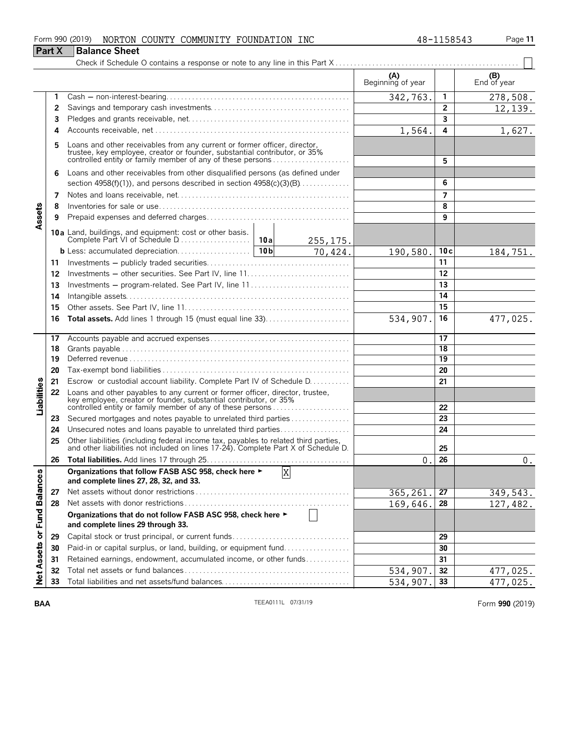Form 990 (2019) NORTON COUNTY COMMUNITY FOUNDATION INC 48-1158543

## Part X Balance Sheet

Check if Schedule O contains a response or note to any line in this Part X . . . . . . . . . . . . . . . . . . . . . . . . . . . . . . . . . . . . . . . . . . . . . . . ☐

| | | | (A) Beginning of year | | (B) End of year |
|---|---|---|---|---|---|
| Assets | 1 | Cash – non-interest-bearing | 342,763. | 1 | 278,508. |
| | 2 | Savings and temporary cash investments | | 2 | 12,139. |
| | 3 | Pledges and grants receivable, net | | 3 | |
| | 4 | Accounts receivable, net | 1,564. | 4 | 1,627. |
| | 5 | Loans and other receivables from any current or former officer, director, trustee, key employee, creator or founder, substantial contributor, or 35% controlled entity or family member of any of these persons | | 5 | |
| | 6 | Loans and other receivables from other disqualified persons (as defined under section 4958(f)(1)), and persons described in section 4958(c)(3)(B) | | 6 | |
| | 7 | Notes and loans receivable, net | | 7 | |
| | 8 | Inventories for sale or use | | 8 | |
| | 9 | Prepaid expenses and deferred charges | | 9 | |
| | 10a | Land, buildings, and equipment: cost or other basis. Complete Part VI of Schedule D . . . 10a 255,175. | | | |
| | b | Less: accumulated depreciation . . . 10b 70,424. | 190,580. | 10c | 184,751. |
| | 11 | Investments – publicly traded securities | | 11 | |
| | 12 | Investments – other securities. See Part IV, line 11 | | 12 | |
| | 13 | Investments – program-related. See Part IV, line 11 | | 13 | |
| | 14 | Intangible assets | | 14 | |
| | 15 | Other assets. See Part IV, line 11 | | 15 | |
| | 16 | **Total assets.** Add lines 1 through 15 (must equal line 33) | 534,907. | 16 | 477,025. |
| Liabilities | 17 | Accounts payable and accrued expenses | | 17 | |
| | 18 | Grants payable | | 18 | |
| | 19 | Deferred revenue | | 19 | |
| | 20 | Tax-exempt bond liabilities | | 20 | |
| | 21 | Escrow or custodial account liability. Complete Part IV of Schedule D | | 21 | |
| | 22 | Loans and other payables to any current or former officer, director, trustee, key employee, creator or founder, substantial contributor, or 35% controlled entity or family member of any of these persons | | 22 | |
| | 23 | Secured mortgages and notes payable to unrelated third parties | | 23 | |
| | 24 | Unsecured notes and loans payable to unrelated third parties | | 24 | |
| | 25 | Other liabilities (including federal income tax, payables to related third parties, and other liabilities not included on lines 17-24). Complete Part X of Schedule D | | 25 | |
| | 26 | **Total liabilities.** Add lines 17 through 25 | 0. | 26 | 0. |
| Net Assets or Fund Balances | | **Organizations that follow FASB ASC 958, check here ► [X] and complete lines 27, 28, 32, and 33.** | | | |
| | 27 | Net assets without donor restrictions | 365,261. | 27 | 349,543. |
| | 28 | Net assets with donor restrictions | 169,646. | 28 | 127,482. |
| | | **Organizations that do not follow FASB ASC 958, check here ► ☐ and complete lines 29 through 33.** | | | |
| | 29 | Capital stock or trust principal, or current funds | | 29 | |
| | 30 | Paid-in or capital surplus, or land, building, or equipment fund | | 30 | |
| | 31 | Retained earnings, endowment, accumulated income, or other funds | | 31 | |
| | 32 | Total net assets or fund balances | 534,907. | 32 | 477,025. |
| | 33 | Total liabilities and net assets/fund balances | 534,907. | 33 | 477,025. |

BAA TEEA0111L 07/31/19 Form **990** (2019)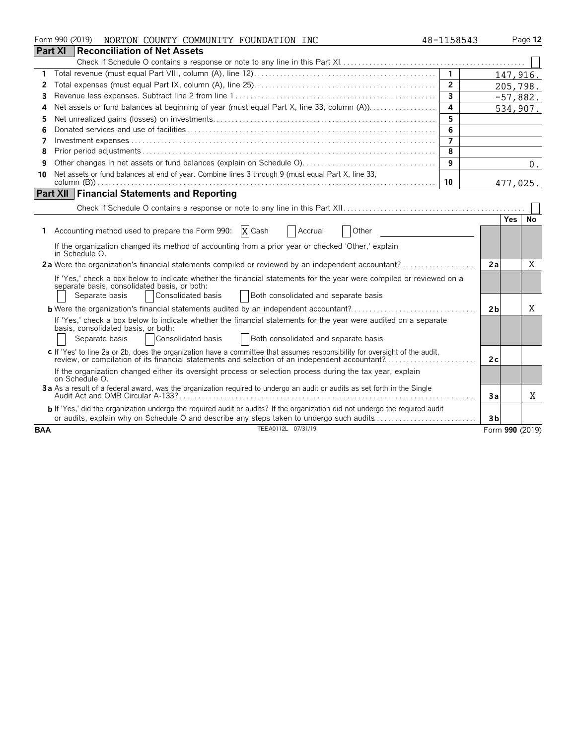Form 990 (2019) NORTON COUNTY COMMUNITY FOUNDATION INC 48-1158543 Page 12

## Part XI Reconciliation of Net Assets

Check if Schedule O contains a response or note to any line in this Part XI. ☐

| | | | |
|---|---|---|---|
| 1 | Total revenue (must equal Part VIII, column (A), line 12) | 1 | 147,916. |
| 2 | Total expenses (must equal Part IX, column (A), line 25) | 2 | 205,798. |
| 3 | Revenue less expenses. Subtract line 2 from line 1 | 3 | -57,882. |
| 4 | Net assets or fund balances at beginning of year (must equal Part X, line 33, column (A)) | 4 | 534,907. |
| 5 | Net unrealized gains (losses) on investments | 5 | |
| 6 | Donated services and use of facilities | 6 | |
| 7 | Investment expenses | 7 | |
| 8 | Prior period adjustments | 8 | |
| 9 | Other changes in net assets or fund balances (explain on Schedule O) | 9 | 0. |
| 10 | Net assets or fund balances at end of year. Combine lines 3 through 9 (must equal Part X, line 33, column (B)) | 10 | 477,025. |

## Part XII Financial Statements and Reporting

Check if Schedule O contains a response or note to any line in this Part XII. ☐

| | | | Yes | No |
|---|---|---|---|---|
| 1 | Accounting method used to prepare the Form 990: ☒ Cash ☐ Accrual ☐ Other | | | |
| | If the organization changed its method of accounting from a prior year or checked 'Other,' explain in Schedule O. | | | |
| 2a | Were the organization's financial statements compiled or reviewed by an independent accountant? | 2a | | X |
| | If 'Yes,' check a box below to indicate whether the financial statements for the year were compiled or reviewed on a separate basis, consolidated basis, or both: ☐ Separate basis ☐ Consolidated basis ☐ Both consolidated and separate basis | | | |
| b | Were the organization's financial statements audited by an independent accountant? | 2b | | X |
| | If 'Yes,' check a box below to indicate whether the financial statements for the year were audited on a separate basis, consolidated basis, or both: ☐ Separate basis ☐ Consolidated basis ☐ Both consolidated and separate basis | | | |
| c | If 'Yes' to line 2a or 2b, does the organization have a committee that assumes responsibility for oversight of the audit, review, or compilation of its financial statements and selection of an independent accountant? | 2c | | |
| | If the organization changed either its oversight process or selection process during the tax year, explain on Schedule O. | | | |
| 3a | As a result of a federal award, was the organization required to undergo an audit or audits as set forth in the Single Audit Act and OMB Circular A-133? | 3a | | X |
| b | If 'Yes,' did the organization undergo the required audit or audits? If the organization did not undergo the required audit or audits, explain why on Schedule O and describe any steps taken to undergo such audits | 3b | | |

BAA TEEA0112L 07/31/19 Form 990 (2019)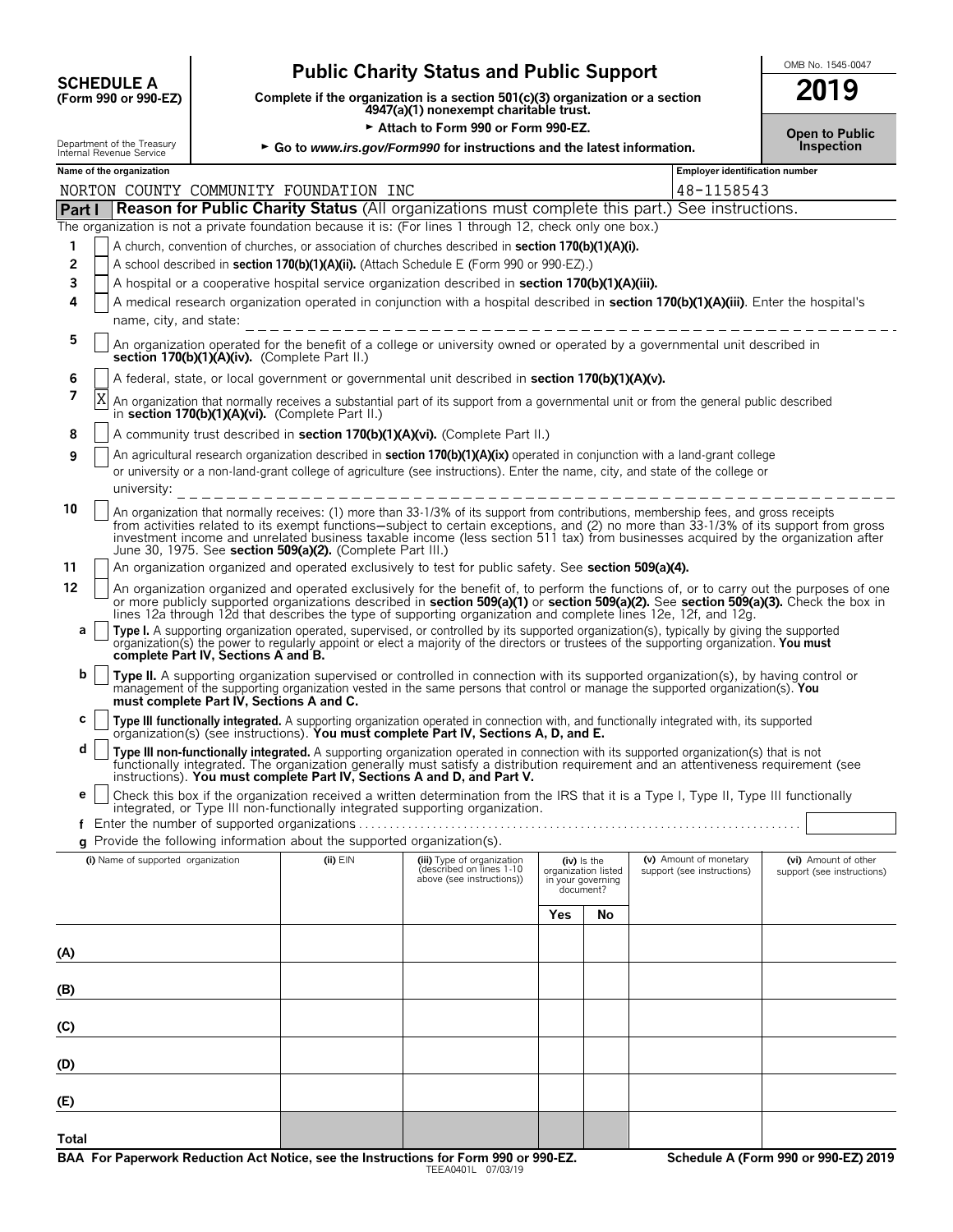**SCHEDULE A**
**(Form 990 or 990-EZ)**

Department of the Treasury
Internal Revenue Service

# Public Charity Status and Public Support

**Complete if the organization is a section 501(c)(3) organization or a section 4947(a)(1) nonexempt charitable trust.**

► **Attach to Form 990 or Form 990-EZ.**

► **Go to *www.irs.gov/Form990* for instructions and the latest information.**

OMB No. 1545-0047

**2019**

**Open to Public Inspection**

**Name of the organization:** NORTON COUNTY COMMUNITY FOUNDATION INC

**Employer identification number:** 48-1158543

## Part I — Reason for Public Charity Status (All organizations must complete this part.) See instructions.

The organization is not a private foundation because it is: (For lines 1 through 12, check only one box.)

1. [ ] A church, convention of churches, or association of churches described in **section 170(b)(1)(A)(i).**
2. [ ] A school described in **section 170(b)(1)(A)(ii).** (Attach Schedule E (Form 990 or 990-EZ).)
3. [ ] A hospital or a cooperative hospital service organization described in **section 170(b)(1)(A)(iii).**
4. [ ] A medical research organization operated in conjunction with a hospital described in **section 170(b)(1)(A)(iii)**. Enter the hospital's name, city, and state:
5. [ ] An organization operated for the benefit of a college or university owned or operated by a governmental unit described in **section 170(b)(1)(A)(iv).** (Complete Part II.)
6. [ ] A federal, state, or local government or governmental unit described in **section 170(b)(1)(A)(v).**
7. [X] An organization that normally receives a substantial part of its support from a governmental unit or from the general public described in **section 170(b)(1)(A)(vi).** (Complete Part II.)
8. [ ] A community trust described in **section 170(b)(1)(A)(vi).** (Complete Part II.)
9. [ ] An agricultural research organization described in **section 170(b)(1)(A)(ix)** operated in conjunction with a land-grant college or university or a non-land-grant college of agriculture (see instructions). Enter the name, city, and state of the college or university:
10. [ ] An organization that normally receives: (1) more than 33-1/3% of its support from contributions, membership fees, and gross receipts from activities related to its exempt functions—subject to certain exceptions, and (2) no more than 33-1/3% of its support from gross investment income and unrelated business taxable income (less section 511 tax) from businesses acquired by the organization after June 30, 1975. See **section 509(a)(2).** (Complete Part III.)
11. [ ] An organization organized and operated exclusively to test for public safety. See **section 509(a)(4).**
12. [ ] An organization organized and operated exclusively for the benefit of, to perform the functions of, or to carry out the purposes of one or more publicly supported organizations described in **section 509(a)(1)** or **section 509(a)(2).** See **section 509(a)(3).** Check the box in lines 12a through 12d that describes the type of supporting organization and complete lines 12e, 12f, and 12g.
   - **a** [ ] **Type I.** A supporting organization operated, supervised, or controlled by its supported organization(s), typically by giving the supported organization(s) the power to regularly appoint or elect a majority of the directors or trustees of the supporting organization. **You must complete Part IV, Sections A and B.**
   - **b** [ ] **Type II.** A supporting organization supervised or controlled in connection with its supported organization(s), by having control or management of the supporting organization vested in the same persons that control or manage the supported organization(s). **You must complete Part IV, Sections A and C.**
   - **c** [ ] **Type III functionally integrated.** A supporting organization operated in connection with, and functionally integrated with, its supported organization(s) (see instructions). **You must complete Part IV, Sections A, D, and E.**
   - **d** [ ] **Type III non-functionally integrated.** A supporting organization operated in connection with its supported organization(s) that is not functionally integrated. The organization generally must satisfy a distribution requirement and an attentiveness requirement (see instructions). **You must complete Part IV, Sections A and D, and Part V.**
   - **e** [ ] Check this box if the organization received a written determination from the IRS that it is a Type I, Type II, Type III functionally integrated, or Type III non-functionally integrated supporting organization.
   - **f** Enter the number of supported organizations
   - **g** Provide the following information about the supported organization(s).

| (i) Name of supported organization | (ii) EIN | (iii) Type of organization (described on lines 1-10 above (see instructions)) | (iv) Is the organization listed in your governing document? Yes | No | (v) Amount of monetary support (see instructions) | (vi) Amount of other support (see instructions) |
|---|---|---|---|---|---|---|
| (A) | | | | | | |
| (B) | | | | | | |
| (C) | | | | | | |
| (D) | | | | | | |
| (E) | | | | | | |
| Total | | | | | | |

**BAA For Paperwork Reduction Act Notice, see the Instructions for Form 990 or 990-EZ.** TEEA0401L 07/03/19 **Schedule A (Form 990 or 990-EZ) 2019**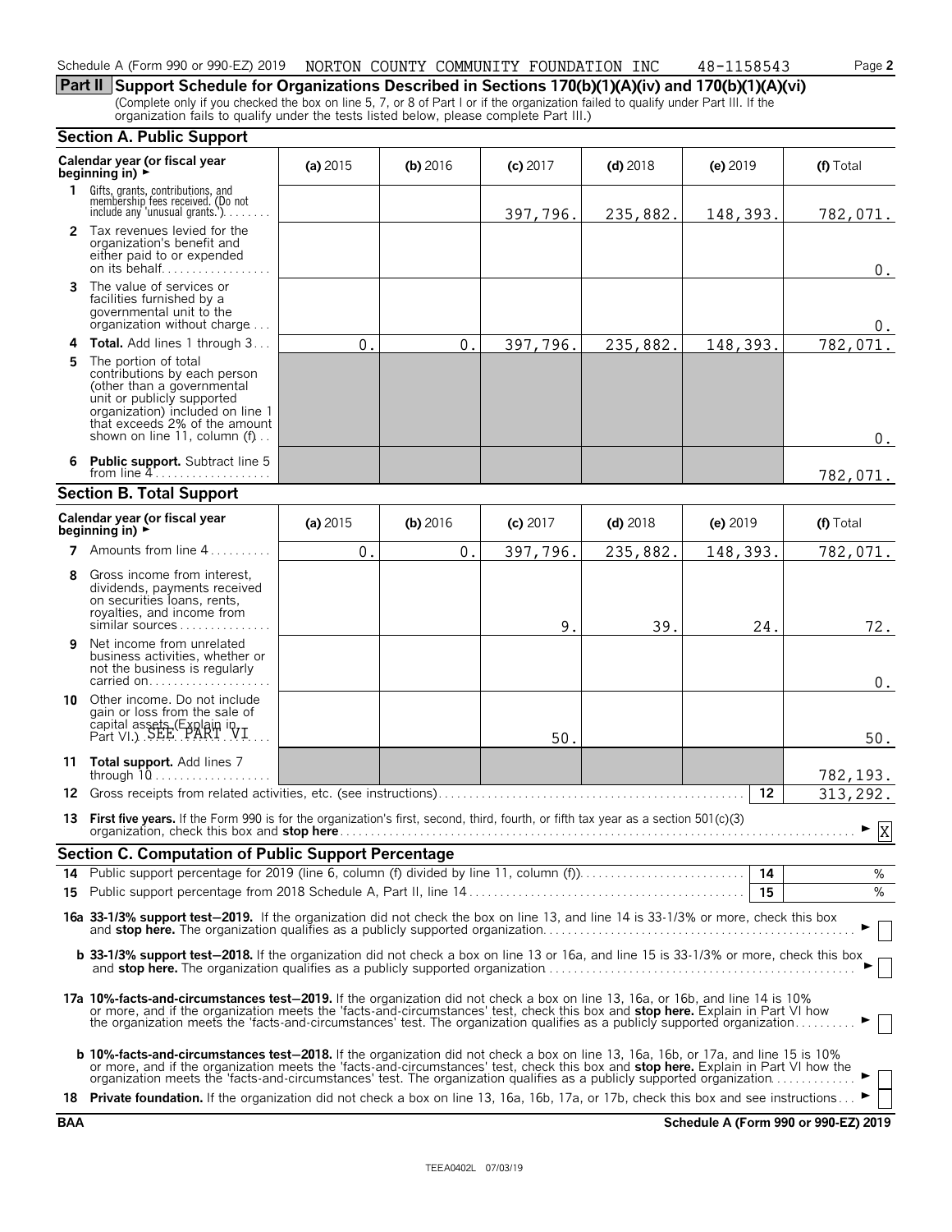Schedule A (Form 990 or 990-EZ) 2019 NORTON COUNTY COMMUNITY FOUNDATION INC 48-1158543

## Part II Support Schedule for Organizations Described in Sections 170(b)(1)(A)(iv) and 170(b)(1)(A)(vi)

(Complete only if you checked the box on line 5, 7, or 8 of Part I or if the organization failed to qualify under Part III. If the organization fails to qualify under the tests listed below, please complete Part III.)

### Section A. Public Support

| Calendar year (or fiscal year beginning in) ► | (a) 2015 | (b) 2016 | (c) 2017 | (d) 2018 | (e) 2019 | (f) Total |
|---|---|---|---|---|---|---|
| 1 Gifts, grants, contributions, and membership fees received. (Do not include any 'unusual grants.') | | | 397,796. | 235,882. | 148,393. | 782,071. |
| 2 Tax revenues levied for the organization's benefit and either paid to or expended on its behalf | | | | | | 0. |
| 3 The value of services or facilities furnished by a governmental unit to the organization without charge | | | | | | 0. |
| 4 **Total.** Add lines 1 through 3 | 0. | 0. | 397,796. | 235,882. | 148,393. | 782,071. |
| 5 The portion of total contributions by each person (other than a governmental unit or publicly supported organization) included on line 1 that exceeds 2% of the amount shown on line 11, column (f) | | | | | | 0. |
| 6 **Public support.** Subtract line 5 from line 4 | | | | | | 782,071. |

### Section B. Total Support

| Calendar year (or fiscal year beginning in) ► | (a) 2015 | (b) 2016 | (c) 2017 | (d) 2018 | (e) 2019 | (f) Total |
|---|---|---|---|---|---|---|
| 7 Amounts from line 4 | 0. | 0. | 397,796. | 235,882. | 148,393. | 782,071. |
| 8 Gross income from interest, dividends, payments received on securities loans, rents, royalties, and income from similar sources | | | 9. | 39. | 24. | 72. |
| 9 Net income from unrelated business activities, whether or not the business is regularly carried on | | | | | | 0. |
| 10 Other income. Do not include gain or loss from the sale of capital assets (Explain in Part VI.) SEE PART VI | | | 50. | | | 50. |
| 11 **Total support.** Add lines 7 through 10 | | | | | | 782,193. |

12 Gross receipts from related activities, etc. (see instructions) | 12 | 313,292.

13 **First five years.** If the Form 990 is for the organization's first, second, third, fourth, or fifth tax year as a section 501(c)(3) organization, check this box and **stop here** ► [X]

### Section C. Computation of Public Support Percentage

14 Public support percentage for 2019 (line 6, column (f) divided by line 11, column (f)) | 14 | %

15 Public support percentage from 2018 Schedule A, Part II, line 14 | 15 | %

**16a 33-1/3% support test–2019.** If the organization did not check the box on line 13, and line 14 is 33-1/3% or more, check this box and **stop here.** The organization qualifies as a publicly supported organization ► [ ]

**b 33-1/3% support test–2018.** If the organization did not check a box on line 13 or 16a, and line 15 is 33-1/3% or more, check this box and **stop here.** The organization qualifies as a publicly supported organization ► [ ]

**17a 10%-facts-and-circumstances test–2019.** If the organization did not check a box on line 13, 16a, or 16b, and line 14 is 10% or more, and if the organization meets the 'facts-and-circumstances' test, check this box and **stop here.** Explain in Part VI how the organization meets the 'facts-and-circumstances' test. The organization qualifies as a publicly supported organization ► [ ]

**b 10%-facts-and-circumstances test–2018.** If the organization did not check a box on line 13, 16a, 16b, or 17a, and line 15 is 10% or more, and if the organization meets the 'facts-and-circumstances' test, check this box and **stop here.** Explain in Part VI how the organization meets the 'facts-and-circumstances' test. The organization qualifies as a publicly supported organization ► [ ]

**18 Private foundation.** If the organization did not check a box on line 13, 16a, 16b, 17a, or 17b, check this box and see instructions ► [ ]

BAA Schedule A (Form 990 or 990-EZ) 2019

TEEA0402L 07/03/19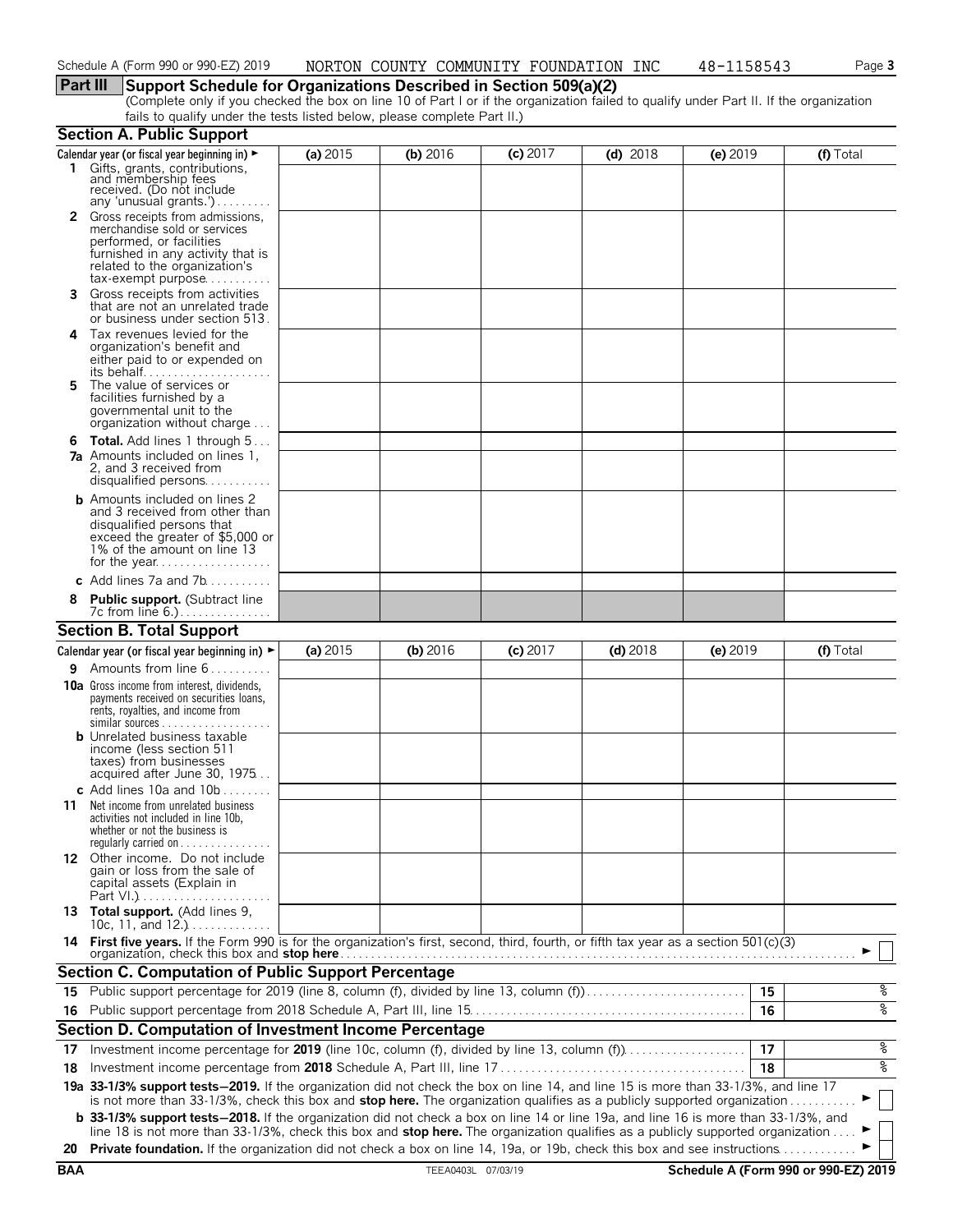Schedule A (Form 990 or 990-EZ) 2019 NORTON COUNTY COMMUNITY FOUNDATION INC 48-1158543

## Part III Support Schedule for Organizations Described in Section 509(a)(2)

(Complete only if you checked the box on line 10 of Part I or if the organization failed to qualify under Part II. If the organization fails to qualify under the tests listed below, please complete Part II.)

### Section A. Public Support

| Calendar year (or fiscal year beginning in) ► | (a) 2015 | (b) 2016 | (c) 2017 | (d) 2018 | (e) 2019 | (f) Total |
|---|---|---|---|---|---|---|
| **1** Gifts, grants, contributions, and membership fees received. (Do not include any 'unusual grants.') | | | | | | |
| **2** Gross receipts from admissions, merchandise sold or services performed, or facilities furnished in any activity that is related to the organization's tax-exempt purpose | | | | | | |
| **3** Gross receipts from activities that are not an unrelated trade or business under section 513 | | | | | | |
| **4** Tax revenues levied for the organization's benefit and either paid to or expended on its behalf | | | | | | |
| **5** The value of services or facilities furnished by a governmental unit to the organization without charge | | | | | | |
| **6** **Total.** Add lines 1 through 5 | | | | | | |
| **7a** Amounts included on lines 1, 2, and 3 received from disqualified persons | | | | | | |
| **b** Amounts included on lines 2 and 3 received from other than disqualified persons that exceed the greater of $5,000 or 1% of the amount on line 13 for the year | | | | | | |
| **c** Add lines 7a and 7b | | | | | | |
| **8** **Public support.** (Subtract line 7c from line 6.) | | | | | | |

### Section B. Total Support

| Calendar year (or fiscal year beginning in) ► | (a) 2015 | (b) 2016 | (c) 2017 | (d) 2018 | (e) 2019 | (f) Total |
|---|---|---|---|---|---|---|
| **9** Amounts from line 6 | | | | | | |
| **10a** Gross income from interest, dividends, payments received on securities loans, rents, royalties, and income from similar sources | | | | | | |
| **b** Unrelated business taxable income (less section 511 taxes) from businesses acquired after June 30, 1975 | | | | | | |
| **c** Add lines 10a and 10b | | | | | | |
| **11** Net income from unrelated business activities not included in line 10b, whether or not the business is regularly carried on | | | | | | |
| **12** Other income. Do not include gain or loss from the sale of capital assets (Explain in Part VI.) | | | | | | |
| **13** **Total support.** (Add lines 9, 10c, 11, and 12.) | | | | | | |

**14** **First five years.** If the Form 990 is for the organization's first, second, third, fourth, or fifth tax year as a section 501(c)(3) organization, check this box and **stop here** ► ☐

### Section C. Computation of Public Support Percentage

| | | | |
|---|---|---|---|
| **15** | Public support percentage for 2019 (line 8, column (f), divided by line 13, column (f)) | 15 | % |
| **16** | Public support percentage from 2018 Schedule A, Part III, line 15 | 16 | % |

### Section D. Computation of Investment Income Percentage

| | | | |
|---|---|---|---|
| **17** | Investment income percentage for **2019** (line 10c, column (f), divided by line 13, column (f)) | 17 | % |
| **18** | Investment income percentage from **2018** Schedule A, Part III, line 17 | 18 | % |

**19a** **33-1/3% support tests—2019.** If the organization did not check the box on line 14, and line 15 is more than 33-1/3%, and line 17 is not more than 33-1/3%, check this box and **stop here.** The organization qualifies as a publicly supported organization ► ☐

**b** **33-1/3% support tests—2018.** If the organization did not check a box on line 14 or line 19a, and line 16 is more than 33-1/3%, and line 18 is not more than 33-1/3%, check this box and **stop here.** The organization qualifies as a publicly supported organization ► ☐

**20** **Private foundation.** If the organization did not check a box on line 14, 19a, or 19b, check this box and see instructions ► ☐

BAA TEEA0403L 07/03/19 Schedule A (Form 990 or 990-EZ) 2019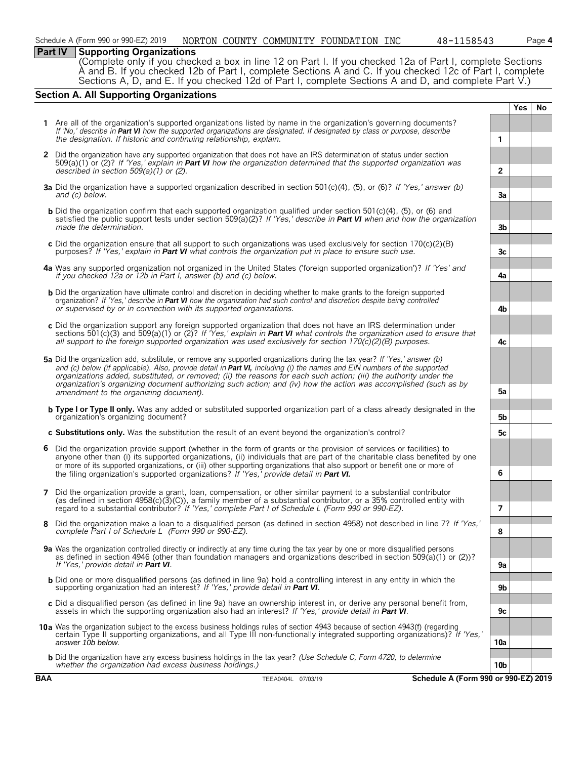Schedule A (Form 990 or 990-EZ) 2019 NORTON COUNTY COMMUNITY FOUNDATION INC 48-1158543 Page 4

## Part IV Supporting Organizations

(Complete only if you checked a box in line 12 on Part I. If you checked 12a of Part I, complete Sections A and B. If you checked 12b of Part I, complete Sections A and C. If you checked 12c of Part I, complete Sections A, D, and E. If you checked 12d of Part I, complete Sections A and D, and complete Part V.)

### Section A. All Supporting Organizations

| | | | Yes | No |
|---|---|---|---|---|
| **1** | Are all of the organization's supported organizations listed by name in the organization's governing documents? *If 'No,' describe in* ***Part VI*** *how the supported organizations are designated. If designated by class or purpose, describe the designation. If historic and continuing relationship, explain.* | 1 | | |
| **2** | Did the organization have any supported organization that does not have an IRS determination of status under section 509(a)(1) or (2)? *If 'Yes,' explain in* ***Part VI*** *how the organization determined that the supported organization was described in section 509(a)(1) or (2).* | 2 | | |
| **3a** | Did the organization have a supported organization described in section 501(c)(4), (5), or (6)? *If 'Yes,' answer (b) and (c) below.* | 3a | | |
| **b** | Did the organization confirm that each supported organization qualified under section 501(c)(4), (5), or (6) and satisfied the public support tests under section 509(a)(2)? *If 'Yes,' describe in* ***Part VI*** *when and how the organization made the determination.* | 3b | | |
| **c** | Did the organization ensure that all support to such organizations was used exclusively for section 170(c)(2)(B) purposes? *If 'Yes,' explain in* ***Part VI*** *what controls the organization put in place to ensure such use.* | 3c | | |
| **4a** | Was any supported organization not organized in the United States ('foreign supported organization')? *If 'Yes' and if you checked 12a or 12b in Part I, answer (b) and (c) below.* | 4a | | |
| **b** | Did the organization have ultimate control and discretion in deciding whether to make grants to the foreign supported organization? *If 'Yes,' describe in* ***Part VI*** *how the organization had such control and discretion despite being controlled or supervised by or in connection with its supported organizations.* | 4b | | |
| **c** | Did the organization support any foreign supported organization that does not have an IRS determination under sections 501(c)(3) and 509(a)(1) or (2)? *If 'Yes,' explain in* ***Part VI*** *what controls the organization used to ensure that all support to the foreign supported organization was used exclusively for section 170(c)(2)(B) purposes.* | 4c | | |
| **5a** | Did the organization add, substitute, or remove any supported organizations during the tax year? *If 'Yes,' answer (b) and (c) below (if applicable). Also, provide detail in* ***Part VI,*** *including (i) the names and EIN numbers of the supported organizations added, substituted, or removed; (ii) the reasons for each such action; (iii) the authority under the organization's organizing document authorizing such action; and (iv) how the action was accomplished (such as by amendment to the organizing document).* | 5a | | |
| **b** | **Type I or Type II only.** Was any added or substituted supported organization part of a class already designated in the organization's organizing document? | 5b | | |
| **c** | **Substitutions only.** Was the substitution the result of an event beyond the organization's control? | 5c | | |
| **6** | Did the organization provide support (whether in the form of grants or the provision of services or facilities) to anyone other than (i) its supported organizations, (ii) individuals that are part of the charitable class benefited by one or more of its supported organizations, or (iii) other supporting organizations that also support or benefit one or more of the filing organization's supported organizations? *If 'Yes,' provide detail in* ***Part VI.*** | 6 | | |
| **7** | Did the organization provide a grant, loan, compensation, or other similar payment to a substantial contributor (as defined in section 4958(c)(3)(C)), a family member of a substantial contributor, or a 35% controlled entity with regard to a substantial contributor? *If 'Yes,' complete Part I of Schedule L (Form 990 or 990-EZ).* | 7 | | |
| **8** | Did the organization make a loan to a disqualified person (as defined in section 4958) not described in line 7? *If 'Yes,' complete Part I of Schedule L (Form 990 or 990-EZ).* | 8 | | |
| **9a** | Was the organization controlled directly or indirectly at any time during the tax year by one or more disqualified persons as defined in section 4946 (other than foundation managers and organizations described in section 509(a)(1) or (2))? *If 'Yes,' provide detail in* ***Part VI***. | 9a | | |
| **b** | Did one or more disqualified persons (as defined in line 9a) hold a controlling interest in any entity in which the supporting organization had an interest? *If 'Yes,' provide detail in* ***Part VI***. | 9b | | |
| **c** | Did a disqualified person (as defined in line 9a) have an ownership interest in, or derive any personal benefit from, assets in which the supporting organization also had an interest? *If 'Yes,' provide detail in* ***Part VI***. | 9c | | |
| **10a** | Was the organization subject to the excess business holdings rules of section 4943 because of section 4943(f) (regarding certain Type II supporting organizations, and all Type III non-functionally integrated supporting organizations)? *If 'Yes,' answer 10b below.* | 10a | | |
| **b** | Did the organization have any excess business holdings in the tax year? *(Use Schedule C, Form 4720, to determine whether the organization had excess business holdings.)* | 10b | | |

**BAA** TEEA0404L 07/03/19 **Schedule A (Form 990 or 990-EZ) 2019**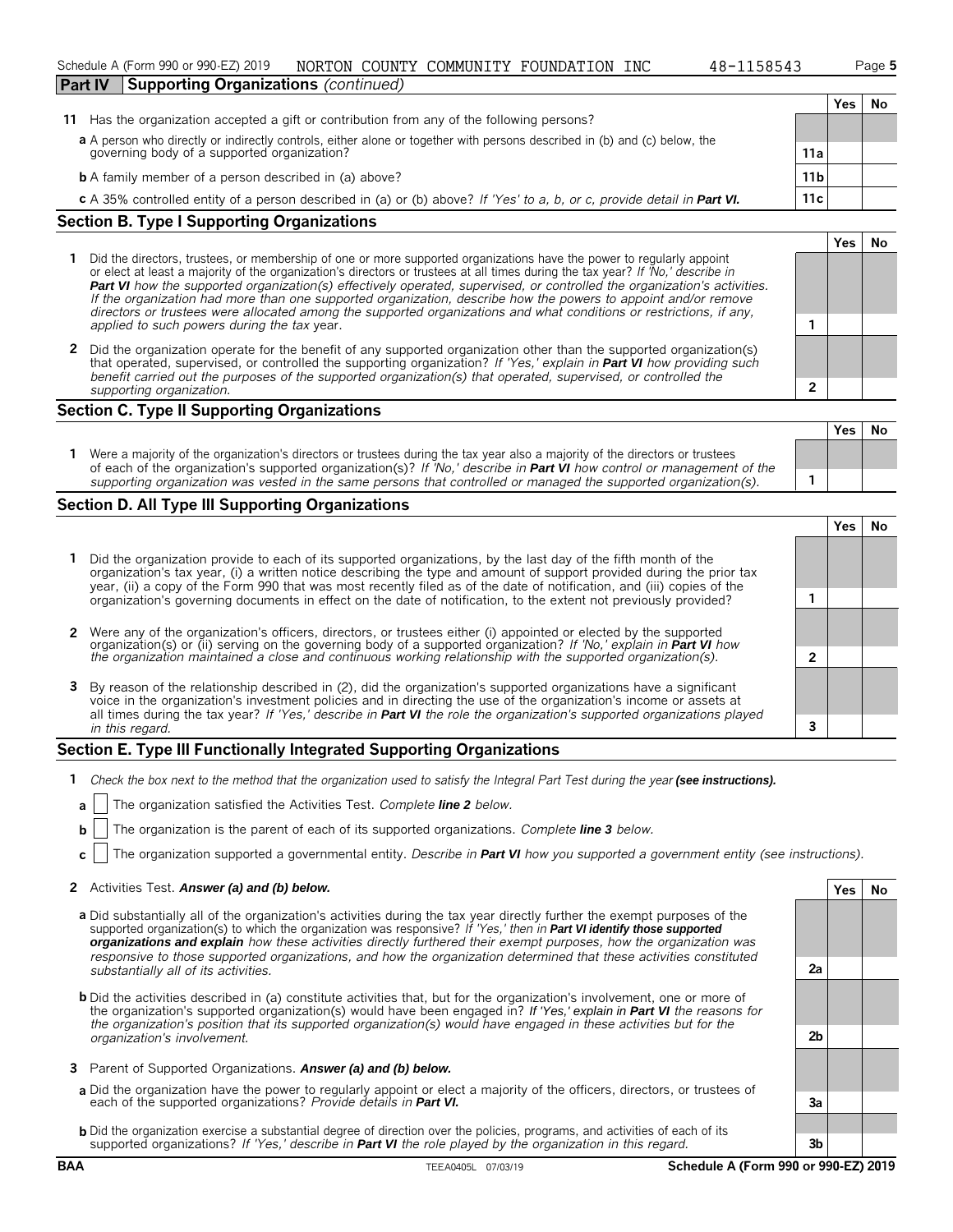Schedule A (Form 990 or 990-EZ) 2019 NORTON COUNTY COMMUNITY FOUNDATION INC 48-1158543 Page 5

**Part IV Supporting Organizations** *(continued)*

| | | Yes | No |
|---|---|---|---|
| **11** Has the organization accepted a gift or contribution from any of the following persons? | | | |
| **a** A person who directly or indirectly controls, either alone or together with persons described in (b) and (c) below, the governing body of a supported organization? | 11a | | |
| **b** A family member of a person described in (a) above? | 11b | | |
| **c** A 35% controlled entity of a person described in (a) or (b) above? *If 'Yes' to a, b, or c, provide detail in* ***Part VI.*** | 11c | | |

## Section B. Type I Supporting Organizations

| | | Yes | No |
|---|---|---|---|
| **1** Did the directors, trustees, or membership of one or more supported organizations have the power to regularly appoint or elect at least a majority of the organization's directors or trustees at all times during the tax year? *If 'No,' describe in* ***Part VI*** *how the supported organization(s) effectively operated, supervised, or controlled the organization's activities. If the organization had more than one supported organization, describe how the powers to appoint and/or remove directors or trustees were allocated among the supported organizations and what conditions or restrictions, if any, applied to such powers during the tax* year. | 1 | | |
| **2** Did the organization operate for the benefit of any supported organization other than the supported organization(s) that operated, supervised, or controlled the supporting organization? *If 'Yes,' explain in* ***Part VI*** *how providing such benefit carried out the purposes of the supported organization(s) that operated, supervised, or controlled the supporting organization.* | 2 | | |

## Section C. Type II Supporting Organizations

| | | Yes | No |
|---|---|---|---|
| **1** Were a majority of the organization's directors or trustees during the tax year also a majority of the directors or trustees of each of the organization's supported organization(s)? *If 'No,' describe in* ***Part VI*** *how control or management of the supporting organization was vested in the same persons that controlled or managed the supported organization(s).* | 1 | | |

## Section D. All Type III Supporting Organizations

| | | Yes | No |
|---|---|---|---|
| **1** Did the organization provide to each of its supported organizations, by the last day of the fifth month of the organization's tax year, (i) a written notice describing the type and amount of support provided during the prior tax year, (ii) a copy of the Form 990 that was most recently filed as of the date of notification, and (iii) copies of the organization's governing documents in effect on the date of notification, to the extent not previously provided? | 1 | | |
| **2** Were any of the organization's officers, directors, or trustees either (i) appointed or elected by the supported organization(s) or (ii) serving on the governing body of a supported organization? *If 'No,' explain in* ***Part VI*** *how the organization maintained a close and continuous working relationship with the supported organization(s).* | 2 | | |
| **3** By reason of the relationship described in (2), did the organization's supported organizations have a significant voice in the organization's investment policies and in directing the use of the organization's income or assets at all times during the tax year? *If 'Yes,' describe in* ***Part VI*** *the role the organization's supported organizations played in this regard.* | 3 | | |

## Section E. Type III Functionally Integrated Supporting Organizations

**1** *Check the box next to the method that the organization used to satisfy the Integral Part Test during the year* ***(see instructions).***

**a** ☐ The organization satisfied the Activities Test. *Complete* ***line 2*** *below.*

**b** ☐ The organization is the parent of each of its supported organizations. *Complete* ***line 3*** *below.*

**c** ☐ The organization supported a governmental entity. *Describe in* ***Part VI*** *how you supported a government entity (see instructions).*

| | | Yes | No |
|---|---|---|---|
| **2** Activities Test. ***Answer (a) and (b) below.*** | | | |
| **a** Did substantially all of the organization's activities during the tax year directly further the exempt purposes of the supported organization(s) to which the organization was responsive? *If 'Yes,' then in* ***Part VI identify those supported organizations and explain*** *how these activities directly furthered their exempt purposes, how the organization was responsive to those supported organizations, and how the organization determined that these activities constituted substantially all of its activities.* | 2a | | |
| **b** Did the activities described in (a) constitute activities that, but for the organization's involvement, one or more of the organization's supported organization(s) would have been engaged in? ***If 'Yes,' explain in Part VI*** *the reasons for the organization's position that its supported organization(s) would have engaged in these activities but for the organization's involvement.* | 2b | | |
| **3** Parent of Supported Organizations. ***Answer (a) and (b) below.*** | | | |
| **a** Did the organization have the power to regularly appoint or elect a majority of the officers, directors, or trustees of each of the supported organizations? *Provide details in* ***Part VI.*** | 3a | | |
| **b** Did the organization exercise a substantial degree of direction over the policies, programs, and activities of each of its supported organizations? *If 'Yes,' describe in* ***Part VI*** *the role played by the organization in this regard.* | 3b | | |

BAA TEEA0405L 07/03/19 **Schedule A (Form 990 or 990-EZ) 2019**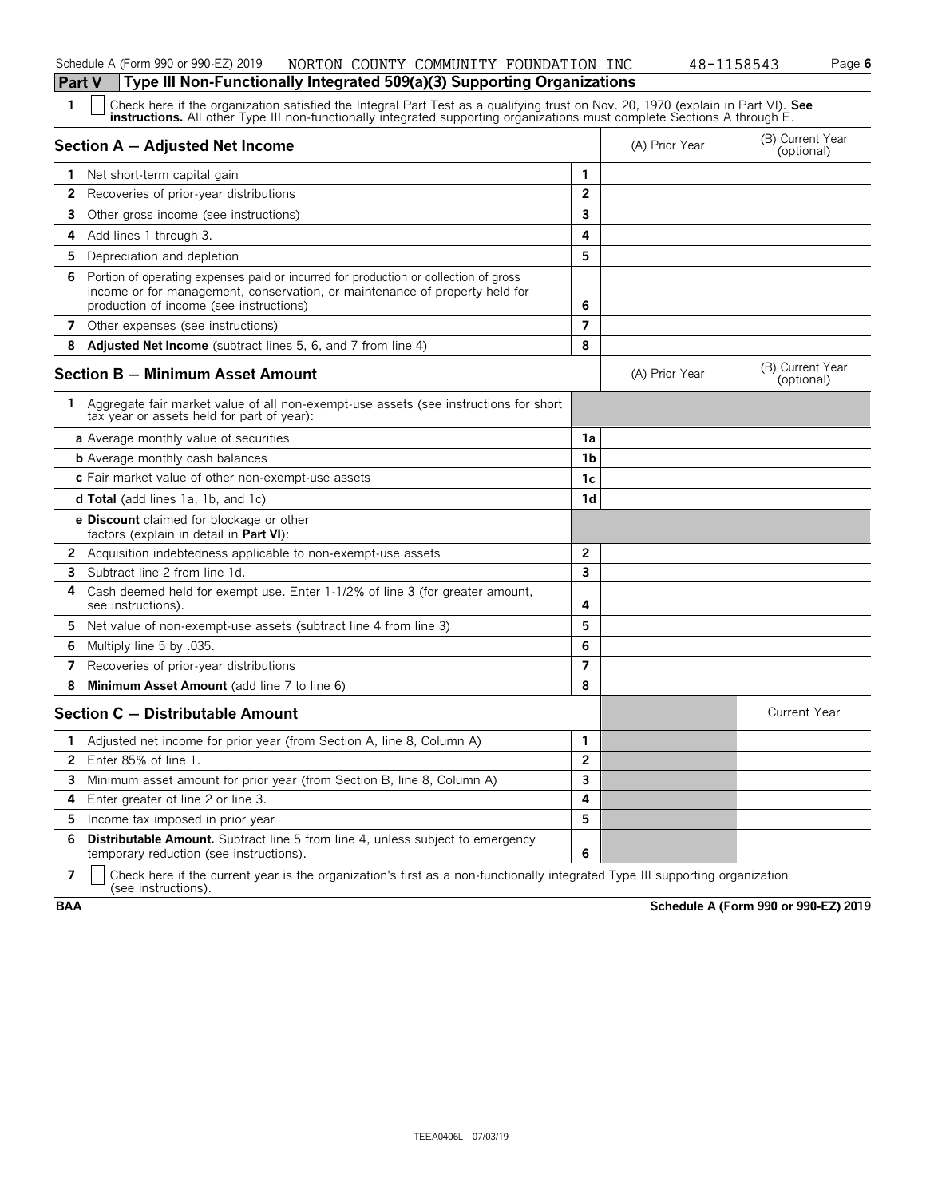## Part V Type III Non-Functionally Integrated 509(a)(3) Supporting Organizations

**1** ☐ Check here if the organization satisfied the Integral Part Test as a qualifying trust on Nov. 20, 1970 (explain in Part VI). **See instructions.** All other Type III non-functionally integrated supporting organizations must complete Sections A through E.

| Section A — Adjusted Net Income | | (A) Prior Year | (B) Current Year (optional) |
|---|---|---|---|
| **1** Net short-term capital gain | 1 | | |
| **2** Recoveries of prior-year distributions | 2 | | |
| **3** Other gross income (see instructions) | 3 | | |
| **4** Add lines 1 through 3. | 4 | | |
| **5** Depreciation and depletion | 5 | | |
| **6** Portion of operating expenses paid or incurred for production or collection of gross income or for management, conservation, or maintenance of property held for production of income (see instructions) | 6 | | |
| **7** Other expenses (see instructions) | 7 | | |
| **8** **Adjusted Net Income** (subtract lines 5, 6, and 7 from line 4) | 8 | | |

| Section B — Minimum Asset Amount | | (A) Prior Year | (B) Current Year (optional) |
|---|---|---|---|
| **1** Aggregate fair market value of all non-exempt-use assets (see instructions for short tax year or assets held for part of year): | | | |
| **a** Average monthly value of securities | 1a | | |
| **b** Average monthly cash balances | 1b | | |
| **c** Fair market value of other non-exempt-use assets | 1c | | |
| **d Total** (add lines 1a, 1b, and 1c) | 1d | | |
| **e Discount** claimed for blockage or other factors (explain in detail in **Part VI**): | | | |
| **2** Acquisition indebtedness applicable to non-exempt-use assets | 2 | | |
| **3** Subtract line 2 from line 1d. | 3 | | |
| **4** Cash deemed held for exempt use. Enter 1-1/2% of line 3 (for greater amount, see instructions). | 4 | | |
| **5** Net value of non-exempt-use assets (subtract line 4 from line 3) | 5 | | |
| **6** Multiply line 5 by .035. | 6 | | |
| **7** Recoveries of prior-year distributions | 7 | | |
| **8** **Minimum Asset Amount** (add line 7 to line 6) | 8 | | |

| Section C — Distributable Amount | | | Current Year |
|---|---|---|---|
| **1** Adjusted net income for prior year (from Section A, line 8, Column A) | 1 | | |
| **2** Enter 85% of line 1. | 2 | | |
| **3** Minimum asset amount for prior year (from Section B, line 8, Column A) | 3 | | |
| **4** Enter greater of line 2 or line 3. | 4 | | |
| **5** Income tax imposed in prior year | 5 | | |
| **6** **Distributable Amount.** Subtract line 5 from line 4, unless subject to emergency temporary reduction (see instructions). | 6 | | |

**7** ☐ Check here if the current year is the organization's first as a non-functionally integrated Type III supporting organization (see instructions).

**BAA** **Schedule A (Form 990 or 990-EZ) 2019**

TEEA0406L 07/03/19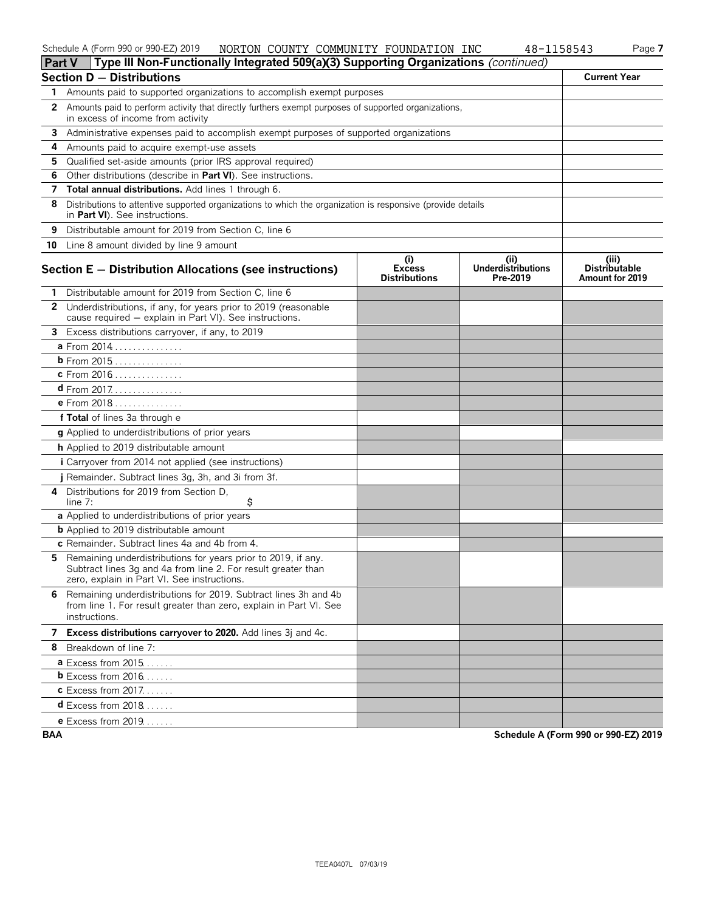Schedule A (Form 990 or 990-EZ) 2019 NORTON COUNTY COMMUNITY FOUNDATION INC 48-1158543

## Part V Type III Non-Functionally Integrated 509(a)(3) Supporting Organizations *(continued)*

| Section D — Distributions | | Current Year |
|---|---|---|
| 1 | Amounts paid to supported organizations to accomplish exempt purposes | |
| 2 | Amounts paid to perform activity that directly furthers exempt purposes of supported organizations, in excess of income from activity | |
| 3 | Administrative expenses paid to accomplish exempt purposes of supported organizations | |
| 4 | Amounts paid to acquire exempt-use assets | |
| 5 | Qualified set-aside amounts (prior IRS approval required) | |
| 6 | Other distributions (describe in **Part VI**). See instructions. | |
| 7 | **Total annual distributions.** Add lines 1 through 6. | |
| 8 | Distributions to attentive supported organizations to which the organization is responsive (provide details in **Part VI**). See instructions. | |
| 9 | Distributable amount for 2019 from Section C, line 6 | |
| 10 | Line 8 amount divided by line 9 amount | |

| Section E — Distribution Allocations (see instructions) | (i) Excess Distributions | (ii) Underdistributions Pre-2019 | (iii) Distributable Amount for 2019 |
|---|---|---|---|
| 1 Distributable amount for 2019 from Section C, line 6 | | | |
| 2 Underdistributions, if any, for years prior to 2019 (reasonable cause required — explain in Part VI). See instructions. | | | |
| 3 Excess distributions carryover, if any, to 2019 | | | |
| a From 2014 | | | |
| b From 2015 | | | |
| c From 2016 | | | |
| d From 2017 | | | |
| e From 2018 | | | |
| f **Total** of lines 3a through e | | | |
| g Applied to underdistributions of prior years | | | |
| h Applied to 2019 distributable amount | | | |
| i Carryover from 2014 not applied (see instructions) | | | |
| j Remainder. Subtract lines 3g, 3h, and 3i from 3f. | | | |
| 4 Distributions for 2019 from Section D, line 7: $ | | | |
| a Applied to underdistributions of prior years | | | |
| b Applied to 2019 distributable amount | | | |
| c Remainder. Subtract lines 4a and 4b from 4. | | | |
| 5 Remaining underdistributions for years prior to 2019, if any. Subtract lines 3g and 4a from line 2. For result greater than zero, explain in Part VI. See instructions. | | | |
| 6 Remaining underdistributions for 2019. Subtract lines 3h and 4b from line 1. For result greater than zero, explain in Part VI. See instructions. | | | |
| 7 **Excess distributions carryover to 2020.** Add lines 3j and 4c. | | | |
| 8 Breakdown of line 7: | | | |
| a Excess from 2015 | | | |
| b Excess from 2016 | | | |
| c Excess from 2017 | | | |
| d Excess from 2018 | | | |
| e Excess from 2019 | | | |

BAA Schedule A (Form 990 or 990-EZ) 2019

TEEA0407L 07/03/19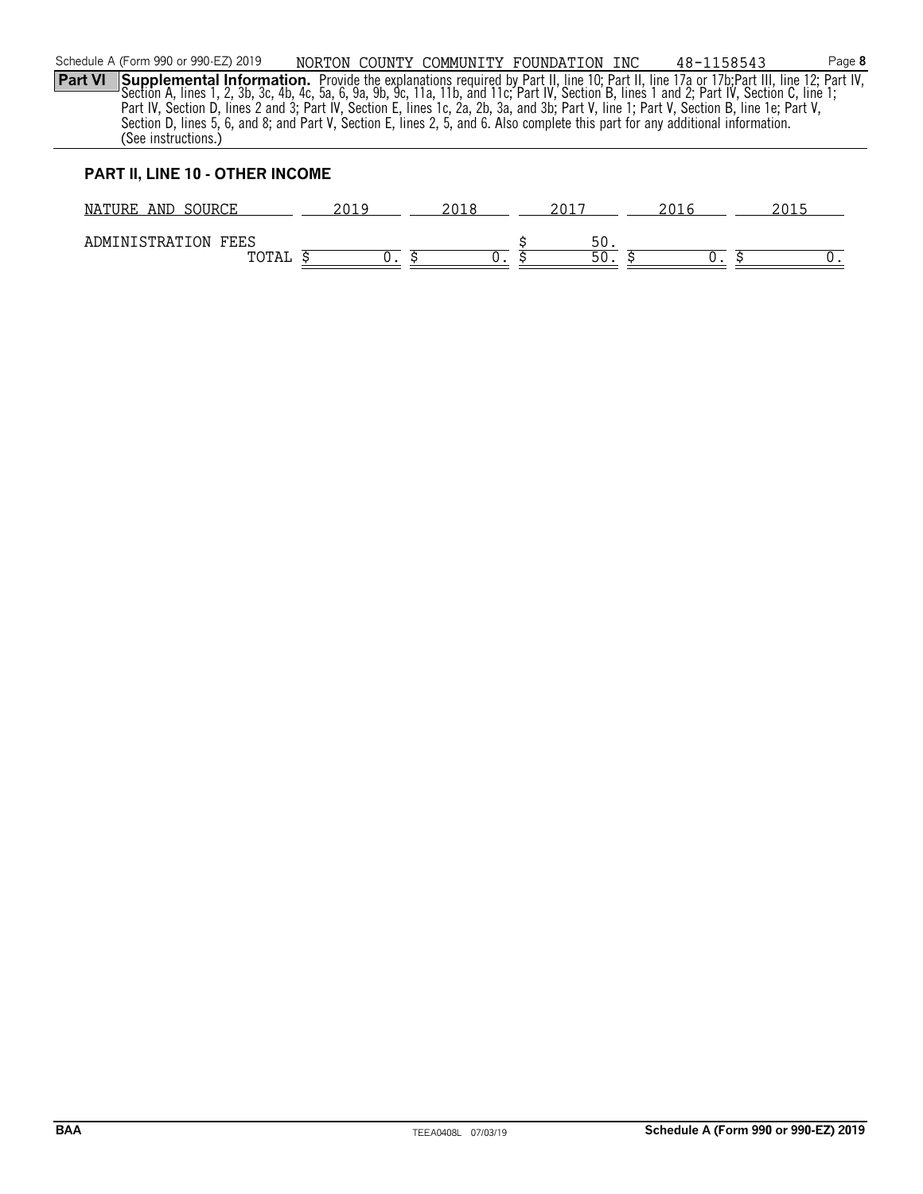**Part VI** **Supplemental Information.** Provide the explanations required by Part II, line 10; Part II, line 17a or 17b;Part III, line 12; Part IV, Section A, lines 1, 2, 3b, 3c, 4b, 4c, 5a, 6, 9a, 9b, 9c, 11a, 11b, and 11c; Part IV, Section B, lines 1 and 2; Part IV, Section C, line 1; Part IV, Section D, lines 2 and 3; Part IV, Section E, lines 1c, 2a, 2b, 3a, and 3b; Part V, line 1; Part V, Section B, line 1e; Part V, Section D, lines 5, 6, and 8; and Part V, Section E, lines 2, 5, and 6. Also complete this part for any additional information. (See instructions.)

**PART II, LINE 10 - OTHER INCOME**

| NATURE AND SOURCE | 2019 | 2018 | 2017 | 2016 | 2015 |
|---|---|---|---|---|---|
| ADMINISTRATION FEES | | | $ 50. | | |
| TOTAL | $ 0. | $ 0. | $ 50. | $ 0. | $ 0. |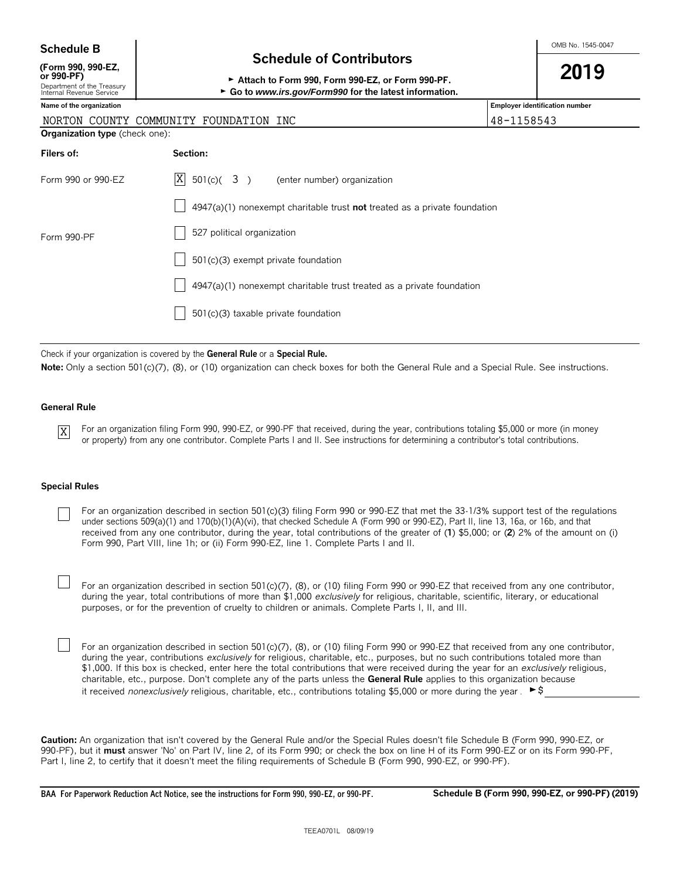**Schedule B**

**(Form 990, 990-EZ, or 990-PF)**

Department of the Treasury
Internal Revenue Service

# Schedule of Contributors

► **Attach to Form 990, Form 990-EZ, or Form 990-PF.**

► **Go to *www.irs.gov/Form990* for the latest information.**

OMB No. 1545-0047

**2019**

| **Name of the organization** | **Employer identification number** |
|---|---|
| NORTON COUNTY COMMUNITY FOUNDATION INC | 48-1158543 |

**Organization type** (check one):

| **Filers of:** | **Section:** |
|---|---|
| Form 990 or 990-EZ | [X] 501(c)( 3 ) (enter number) organization |
| | [ ] 4947(a)(1) nonexempt charitable trust **not** treated as a private foundation |
| | [ ] 527 political organization |
| Form 990-PF | [ ] 501(c)(3) exempt private foundation |
| | [ ] 4947(a)(1) nonexempt charitable trust treated as a private foundation |
| | [ ] 501(c)(3) taxable private foundation |

Check if your organization is covered by the **General Rule** or a **Special Rule.**

**Note:** Only a section 501(c)(7), (8), or (10) organization can check boxes for both the General Rule and a Special Rule. See instructions.

**General Rule**

[X] For an organization filing Form 990, 990-EZ, or 990-PF that received, during the year, contributions totaling $5,000 or more (in money or property) from any one contributor. Complete Parts I and II. See instructions for determining a contributor's total contributions.

**Special Rules**

[ ] For an organization described in section 501(c)(3) filing Form 990 or 990-EZ that met the 33-1/3% support test of the regulations under sections 509(a)(1) and 170(b)(1)(A)(vi), that checked Schedule A (Form 990 or 990-EZ), Part II, line 13, 16a, or 16b, and that received from any one contributor, during the year, total contributions of the greater of (**1**) $5,000; or (**2**) 2% of the amount on (i) Form 990, Part VIII, line 1h; or (ii) Form 990-EZ, line 1. Complete Parts I and II.

[ ] For an organization described in section 501(c)(7), (8), or (10) filing Form 990 or 990-EZ that received from any one contributor, during the year, total contributions of more than $1,000 *exclusively* for religious, charitable, scientific, literary, or educational purposes, or for the prevention of cruelty to children or animals. Complete Parts I, II, and III.

[ ] For an organization described in section 501(c)(7), (8), or (10) filing Form 990 or 990-EZ that received from any one contributor, during the year, contributions *exclusively* for religious, charitable, etc., purposes, but no such contributions totaled more than $1,000. If this box is checked, enter here the total contributions that were received during the year for an *exclusively* religious, charitable, etc., purpose. Don't complete any of the parts unless the **General Rule** applies to this organization because it received *nonexclusively* religious, charitable, etc., contributions totaling $5,000 or more during the year . ► $ ________

**Caution:** An organization that isn't covered by the General Rule and/or the Special Rules doesn't file Schedule B (Form 990, 990-EZ, or 990-PF), but it **must** answer 'No' on Part IV, line 2, of its Form 990; or check the box on line H of its Form 990-EZ or on its Form 990-PF, Part I, line 2, to certify that it doesn't meet the filing requirements of Schedule B (Form 990, 990-EZ, or 990-PF).

**BAA For Paperwork Reduction Act Notice, see the instructions for Form 990, 990-EZ, or 990-PF.** **Schedule B (Form 990, 990-EZ, or 990-PF) (2019)**

TEEA0701L 08/09/19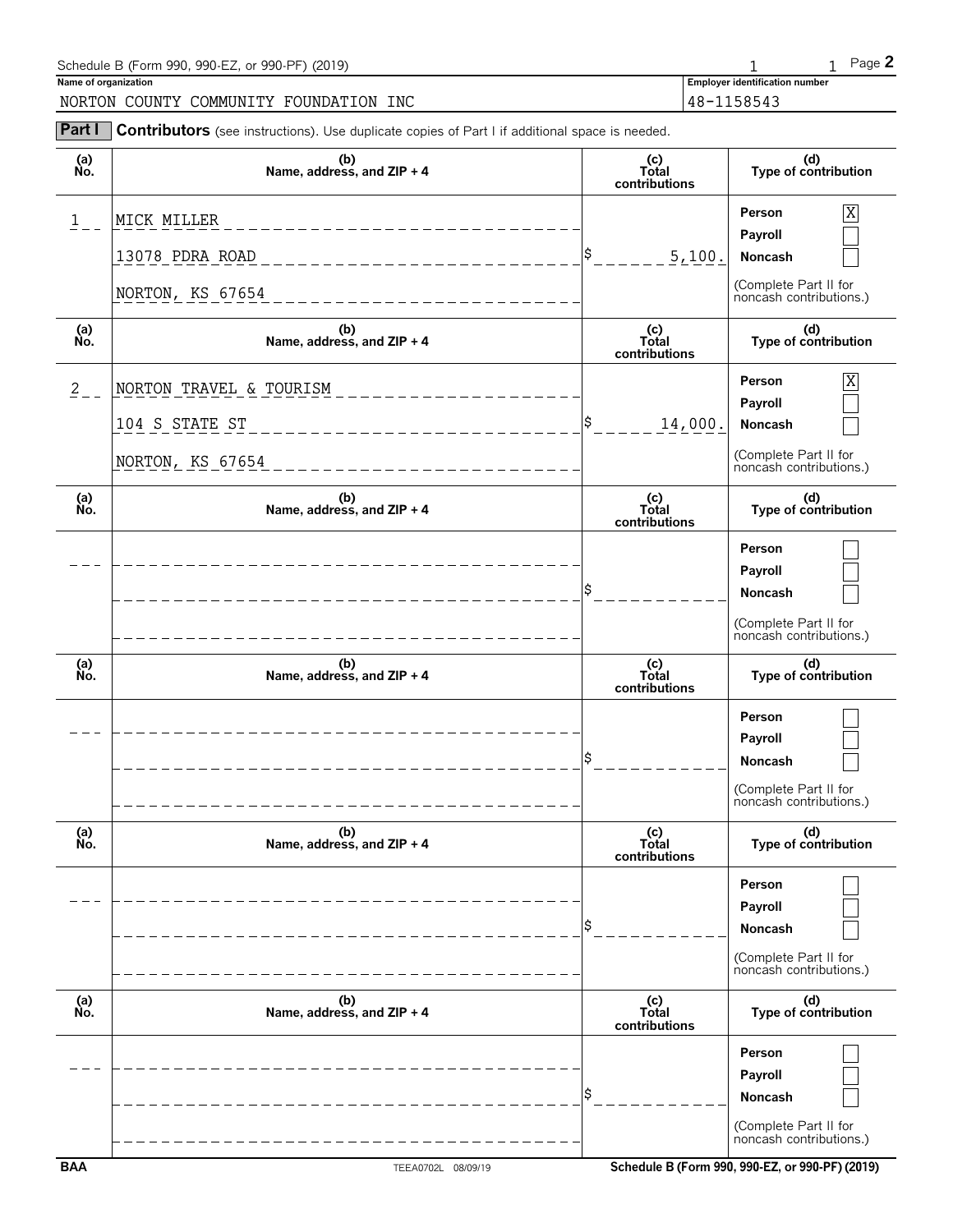Schedule B (Form 990, 990-EZ, or 990-PF) (2019) 1 1 Page **2**

**Name of organization**
NORTON COUNTY COMMUNITY FOUNDATION INC

**Employer identification number**
48-1158543

**Part I** **Contributors** (see instructions). Use duplicate copies of Part I if additional space is needed.

| (a) No. | (b) Name, address, and ZIP + 4 | (c) Total contributions | (d) Type of contribution |
|---|---|---|---|
| 1 | MICK MILLER<br>13078 PDRA ROAD<br>NORTON, KS 67654 | $ 5,100. | Person [X]<br>Payroll [ ]<br>Noncash [ ]<br>(Complete Part II for noncash contributions.) |
| 2 | NORTON TRAVEL & TOURISM<br>104 S STATE ST<br>NORTON, KS 67654 | $ 14,000. | Person [X]<br>Payroll [ ]<br>Noncash [ ]<br>(Complete Part II for noncash contributions.) |
| | | $ | Person [ ]<br>Payroll [ ]<br>Noncash [ ]<br>(Complete Part II for noncash contributions.) |
| | | $ | Person [ ]<br>Payroll [ ]<br>Noncash [ ]<br>(Complete Part II for noncash contributions.) |
| | | $ | Person [ ]<br>Payroll [ ]<br>Noncash [ ]<br>(Complete Part II for noncash contributions.) |
| | | $ | Person [ ]<br>Payroll [ ]<br>Noncash [ ]<br>(Complete Part II for noncash contributions.) |

BAA TEEA0702L 08/09/19 Schedule B (Form 990, 990-EZ, or 990-PF) (2019)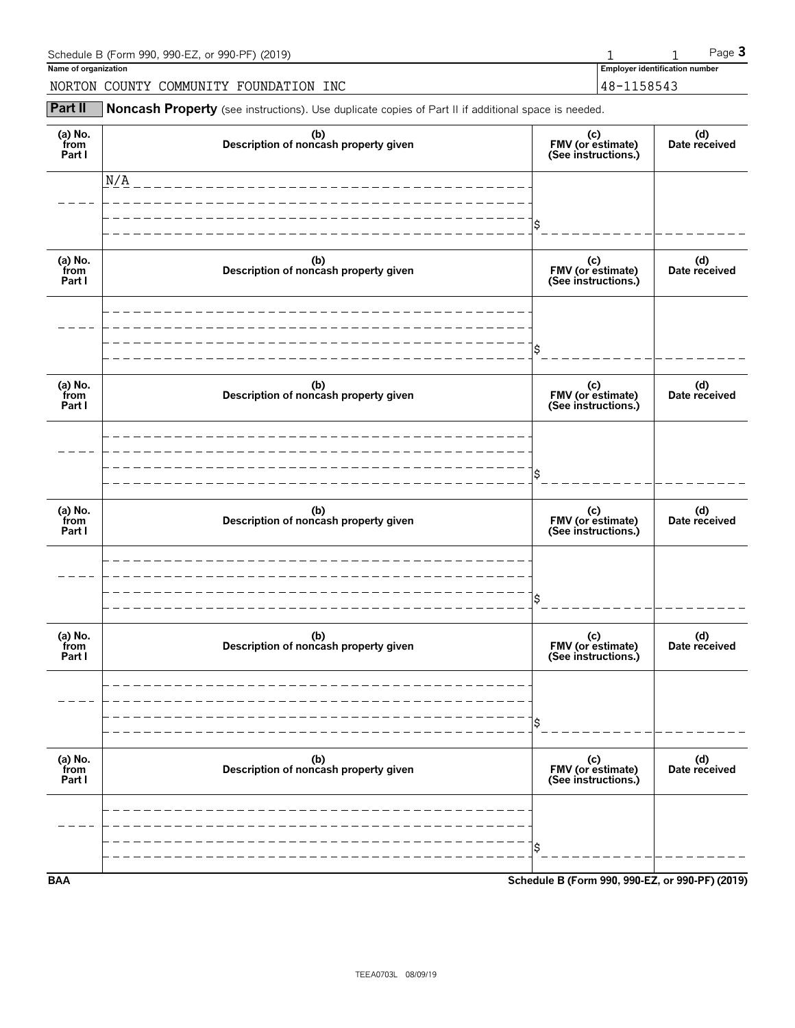Schedule B (Form 990, 990-EZ, or 990-PF) (2019)

**Name of organization**

NORTON COUNTY COMMUNITY FOUNDATION INC

**Employer identification number**

48-1158543

**Part II** **Noncash Property** (see instructions). Use duplicate copies of Part II if additional space is needed.

| (a) No. from Part I | (b) Description of noncash property given | (c) FMV (or estimate) (See instructions.) | (d) Date received |
|---|---|---|---|
| | N/A | $ | |

| (a) No. from Part I | (b) Description of noncash property given | (c) FMV (or estimate) (See instructions.) | (d) Date received |
|---|---|---|---|
| | | $ | |

| (a) No. from Part I | (b) Description of noncash property given | (c) FMV (or estimate) (See instructions.) | (d) Date received |
|---|---|---|---|
| | | $ | |

| (a) No. from Part I | (b) Description of noncash property given | (c) FMV (or estimate) (See instructions.) | (d) Date received |
|---|---|---|---|
| | | $ | |

| (a) No. from Part I | (b) Description of noncash property given | (c) FMV (or estimate) (See instructions.) | (d) Date received |
|---|---|---|---|
| | | $ | |

| (a) No. from Part I | (b) Description of noncash property given | (c) FMV (or estimate) (See instructions.) | (d) Date received |
|---|---|---|---|
| | | $ | |

BAA Schedule B (Form 990, 990-EZ, or 990-PF) (2019)

TEEA0703L 08/09/19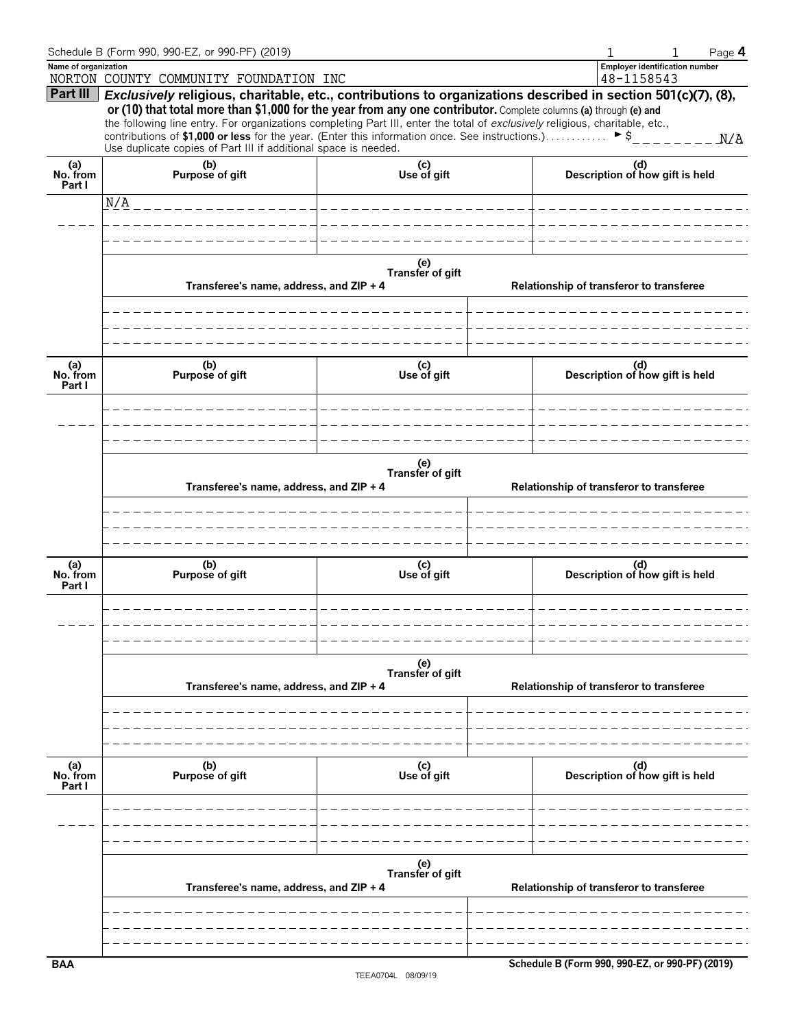Schedule B (Form 990, 990-EZ, or 990-PF) (2019)

**Name of organization**
NORTON COUNTY COMMUNITY FOUNDATION INC

**Employer identification number**
48-1158543

**Part III** ***Exclusively*** **religious, charitable, etc., contributions to organizations described in section 501(c)(7), (8), or (10) that total more than $1,000 for the year from any one contributor.** Complete columns **(a)** through **(e)** and the following line entry. For organizations completing Part III, enter the total of *exclusively* religious, charitable, etc., contributions of **$1,000 or less** for the year. (Enter this information once. See instructions.) ► $ N/A

Use duplicate copies of Part III if additional space is needed.

| (a) No. from Part I | (b) Purpose of gift | (c) Use of gift | (d) Description of how gift is held |
|---|---|---|---|
| | N/A | | |

**(e) Transfer of gift**

| Transferee's name, address, and ZIP + 4 | Relationship of transferor to transferee |
|---|---|
| | |

| (a) No. from Part I | (b) Purpose of gift | (c) Use of gift | (d) Description of how gift is held |
|---|---|---|---|
| | | | |

**(e) Transfer of gift**

| Transferee's name, address, and ZIP + 4 | Relationship of transferor to transferee |
|---|---|
| | |

| (a) No. from Part I | (b) Purpose of gift | (c) Use of gift | (d) Description of how gift is held |
|---|---|---|---|
| | | | |

**(e) Transfer of gift**

| Transferee's name, address, and ZIP + 4 | Relationship of transferor to transferee |
|---|---|
| | |

| (a) No. from Part I | (b) Purpose of gift | (c) Use of gift | (d) Description of how gift is held |
|---|---|---|---|
| | | | |

**(e) Transfer of gift**

| Transferee's name, address, and ZIP + 4 | Relationship of transferor to transferee |
|---|---|
| | |

BAA

TEEA0704L 08/09/19

Schedule B (Form 990, 990-EZ, or 990-PF) (2019)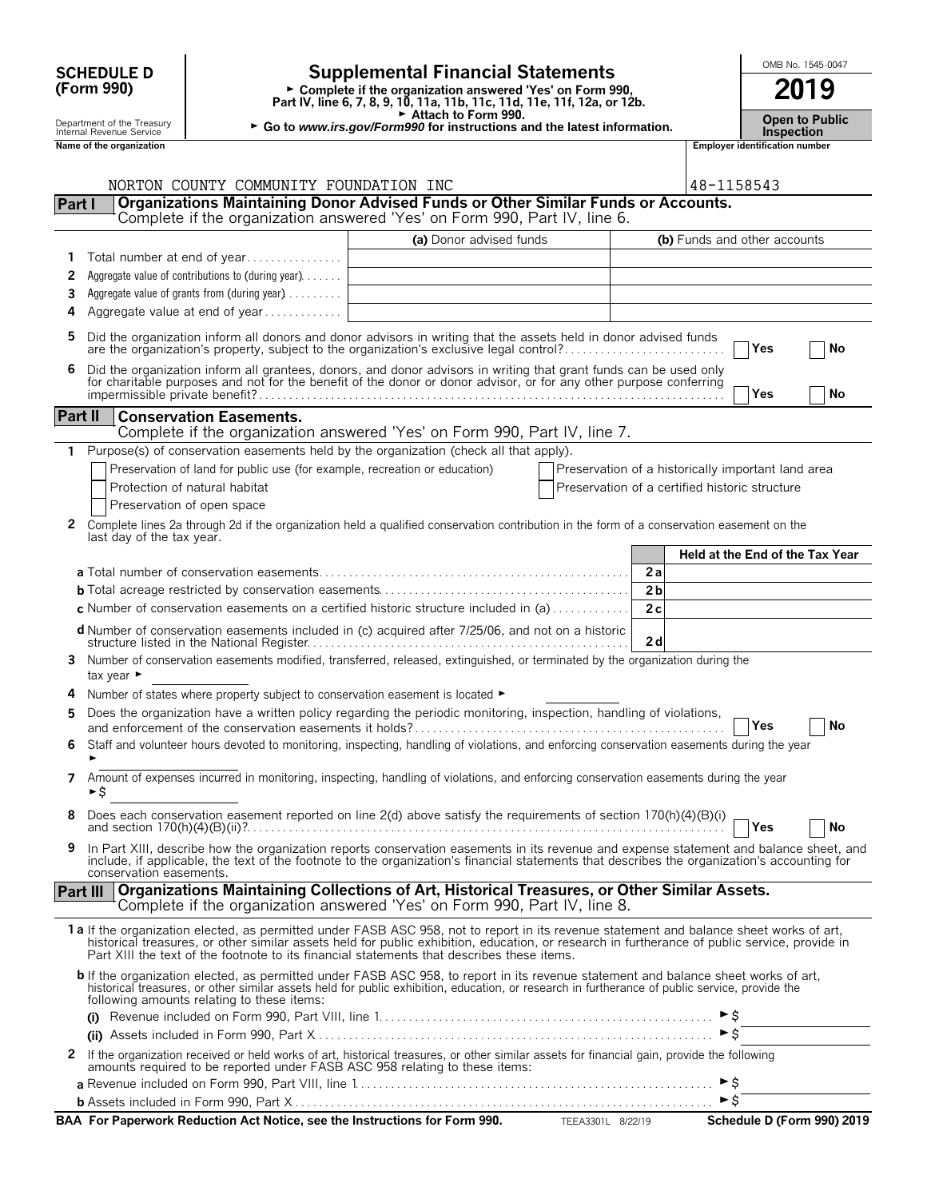**SCHEDULE D (Form 990)**

Department of the Treasury
Internal Revenue Service

# Supplemental Financial Statements

► Complete if the organization answered 'Yes' on Form 990, Part IV, line 6, 7, 8, 9, 10, 11a, 11b, 11c, 11d, 11e, 11f, 12a, or 12b.
► Attach to Form 990.
► Go to *www.irs.gov/Form990* for instructions and the latest information.

OMB No. 1545-0047

**2019**

**Open to Public Inspection**

**Name of the organization**

NORTON COUNTY COMMUNITY FOUNDATION INC

**Employer identification number**

48-1158543

## Part I Organizations Maintaining Donor Advised Funds or Other Similar Funds or Accounts.

Complete if the organization answered 'Yes' on Form 990, Part IV, line 6.

| | | (a) Donor advised funds | (b) Funds and other accounts |
|---|---|---|---|
| 1 | Total number at end of year | | |
| 2 | Aggregate value of contributions to (during year) | | |
| 3 | Aggregate value of grants from (during year) | | |
| 4 | Aggregate value at end of year | | |

5 Did the organization inform all donors and donor advisors in writing that the assets held in donor advised funds are the organization's property, subject to the organization's exclusive legal control? ☐ Yes ☐ No

6 Did the organization inform all grantees, donors, and donor advisors in writing that grant funds can be used only for charitable purposes and not for the benefit of the donor or donor advisor, or for any other purpose conferring impermissible private benefit? ☐ Yes ☐ No

## Part II Conservation Easements.

Complete if the organization answered 'Yes' on Form 990, Part IV, line 7.

1 Purpose(s) of conservation easements held by the organization (check all that apply).

- ☐ Preservation of land for public use (for example, recreation or education)
- ☐ Protection of natural habitat
- ☐ Preservation of open space
- ☐ Preservation of a historically important land area
- ☐ Preservation of a certified historic structure

2 Complete lines 2a through 2d if the organization held a qualified conservation contribution in the form of a conservation easement on the last day of the tax year.

| | | Held at the End of the Tax Year |
|---|---|---|
| **a** Total number of conservation easements | 2a | |
| **b** Total acreage restricted by conservation easements | 2b | |
| **c** Number of conservation easements on a certified historic structure included in (a) | 2c | |
| **d** Number of conservation easements included in (c) acquired after 7/25/06, and not on a historic structure listed in the National Register | 2d | |

3 Number of conservation easements modified, transferred, released, extinguished, or terminated by the organization during the tax year ►

4 Number of states where property subject to conservation easement is located ►

5 Does the organization have a written policy regarding the periodic monitoring, inspection, handling of violations, and enforcement of the conservation easements it holds? ☐ Yes ☐ No

6 Staff and volunteer hours devoted to monitoring, inspecting, handling of violations, and enforcing conservation easements during the year ►

7 Amount of expenses incurred in monitoring, inspecting, handling of violations, and enforcing conservation easements during the year ►$

8 Does each conservation easement reported on line 2(d) above satisfy the requirements of section 170(h)(4)(B)(i) and section 170(h)(4)(B)(ii)? ☐ Yes ☐ No

9 In Part XIII, describe how the organization reports conservation easements in its revenue and expense statement and balance sheet, and include, if applicable, the text of the footnote to the organization's financial statements that describes the organization's accounting for conservation easements.

## Part III Organizations Maintaining Collections of Art, Historical Treasures, or Other Similar Assets.

Complete if the organization answered 'Yes' on Form 990, Part IV, line 8.

**1a** If the organization elected, as permitted under FASB ASC 958, not to report in its revenue statement and balance sheet works of art, historical treasures, or other similar assets held for public exhibition, education, or research in furtherance of public service, provide in Part XIII the text of the footnote to its financial statements that describes these items.

**b** If the organization elected, as permitted under FASB ASC 958, to report in its revenue statement and balance sheet works of art, historical treasures, or other similar assets held for public exhibition, education, or research in furtherance of public service, provide the following amounts relating to these items:

**(i)** Revenue included on Form 990, Part VIII, line 1 ►$

**(ii)** Assets included in Form 990, Part X ►$

2 If the organization received or held works of art, historical treasures, or other similar assets for financial gain, provide the following amounts required to be reported under FASB ASC 958 relating to these items:

**a** Revenue included on Form 990, Part VIII, line 1 ►$

**b** Assets included in Form 990, Part X ►$

**BAA For Paperwork Reduction Act Notice, see the Instructions for Form 990.** TEEA3301L 8/22/19 **Schedule D (Form 990) 2019**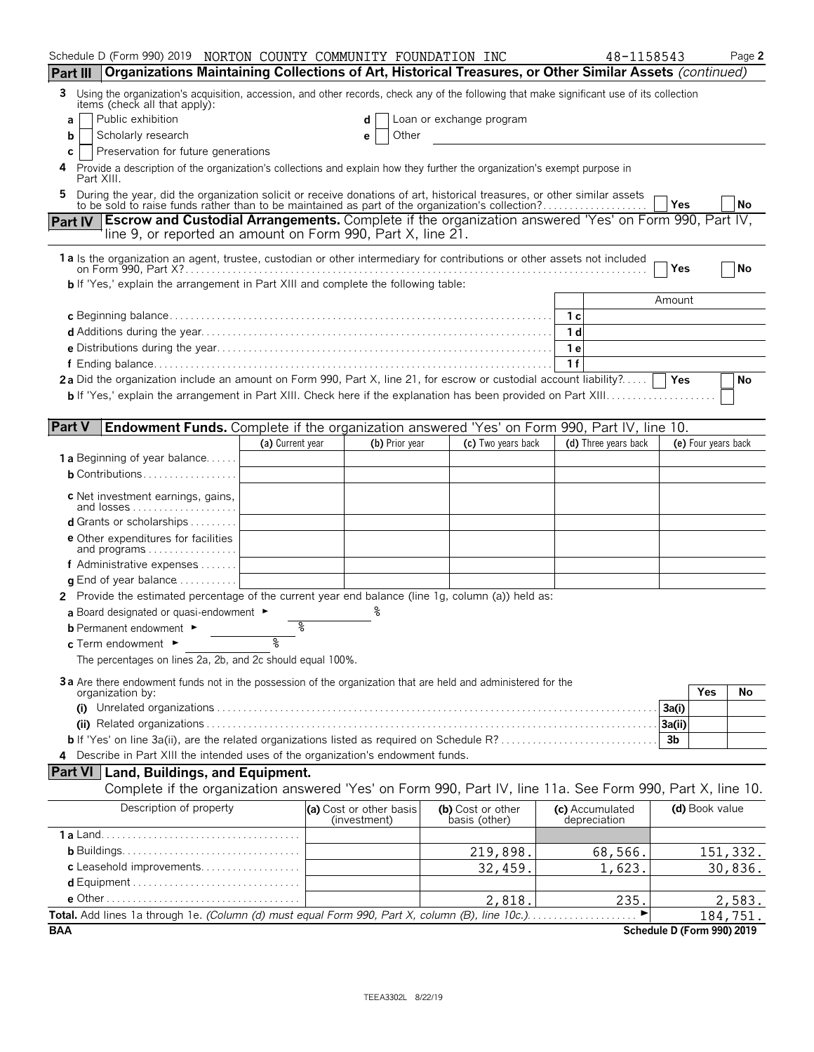Schedule D (Form 990) 2019 NORTON COUNTY COMMUNITY FOUNDATION INC 48-1158543 Page 2

## Part III Organizations Maintaining Collections of Art, Historical Treasures, or Other Similar Assets *(continued)*

**3** Using the organization's acquisition, accession, and other records, check any of the following that make significant use of its collection items (check all that apply):

- **a** Public exhibition
- **b** Scholarly research
- **c** Preservation for future generations
- **d** Loan or exchange program
- **e** Other

**4** Provide a description of the organization's collections and explain how they further the organization's exempt purpose in Part XIII.

**5** During the year, did the organization solicit or receive donations of art, historical treasures, or other similar assets to be sold to raise funds rather than to be maintained as part of the organization's collection? Yes No

## Part IV Escrow and Custodial Arrangements. Complete if the organization answered 'Yes' on Form 990, Part IV, line 9, or reported an amount on Form 990, Part X, line 21.

**1a** Is the organization an agent, trustee, custodian or other intermediary for contributions or other assets not included on Form 990, Part X? Yes No

**b** If 'Yes,' explain the arrangement in Part XIII and complete the following table:

| | | Amount |
|---|---|---|
| **c** Beginning balance | 1c | |
| **d** Additions during the year | 1d | |
| **e** Distributions during the year | 1e | |
| **f** Ending balance | 1f | |

**2a** Did the organization include an amount on Form 990, Part X, line 21, for escrow or custodial account liability? Yes No

**b** If 'Yes,' explain the arrangement in Part XIII. Check here if the explanation has been provided on Part XIII

## Part V Endowment Funds. Complete if the organization answered 'Yes' on Form 990, Part IV, line 10.

| | (a) Current year | (b) Prior year | (c) Two years back | (d) Three years back | (e) Four years back |
|---|---|---|---|---|---|
| **1a** Beginning of year balance | | | | | |
| **b** Contributions | | | | | |
| **c** Net investment earnings, gains, and losses | | | | | |
| **d** Grants or scholarships | | | | | |
| **e** Other expenditures for facilities and programs | | | | | |
| **f** Administrative expenses | | | | | |
| **g** End of year balance | | | | | |

**2** Provide the estimated percentage of the current year end balance (line 1g, column (a)) held as:

- **a** Board designated or quasi-endowment ► %
- **b** Permanent endowment ► %
- **c** Term endowment ► %

The percentages on lines 2a, 2b, and 2c should equal 100%.

**3a** Are there endowment funds not in the possession of the organization that are held and administered for the organization by:

| | | Yes | No |
|---|---|---|---|
| **(i)** Unrelated organizations | 3a(i) | | |
| **(ii)** Related organizations | 3a(ii) | | |
| **b** If 'Yes' on line 3a(ii), are the related organizations listed as required on Schedule R? | 3b | | |

**4** Describe in Part XIII the intended uses of the organization's endowment funds.

## Part VI Land, Buildings, and Equipment.

Complete if the organization answered 'Yes' on Form 990, Part IV, line 11a. See Form 990, Part X, line 10.

| Description of property | (a) Cost or other basis (investment) | (b) Cost or other basis (other) | (c) Accumulated depreciation | (d) Book value |
|---|---|---|---|---|
| **1a** Land | | | | |
| **b** Buildings | | 219,898. | 68,566. | 151,332. |
| **c** Leasehold improvements | | 32,459. | 1,623. | 30,836. |
| **d** Equipment | | | | |
| **e** Other | | 2,818. | 235. | 2,583. |
| **Total.** Add lines 1a through 1e. *(Column (d) must equal Form 990, Part X, column (B), line 10c.)* ► | | | | 184,751. |

BAA Schedule D (Form 990) 2019

TEEA3302L 8/22/19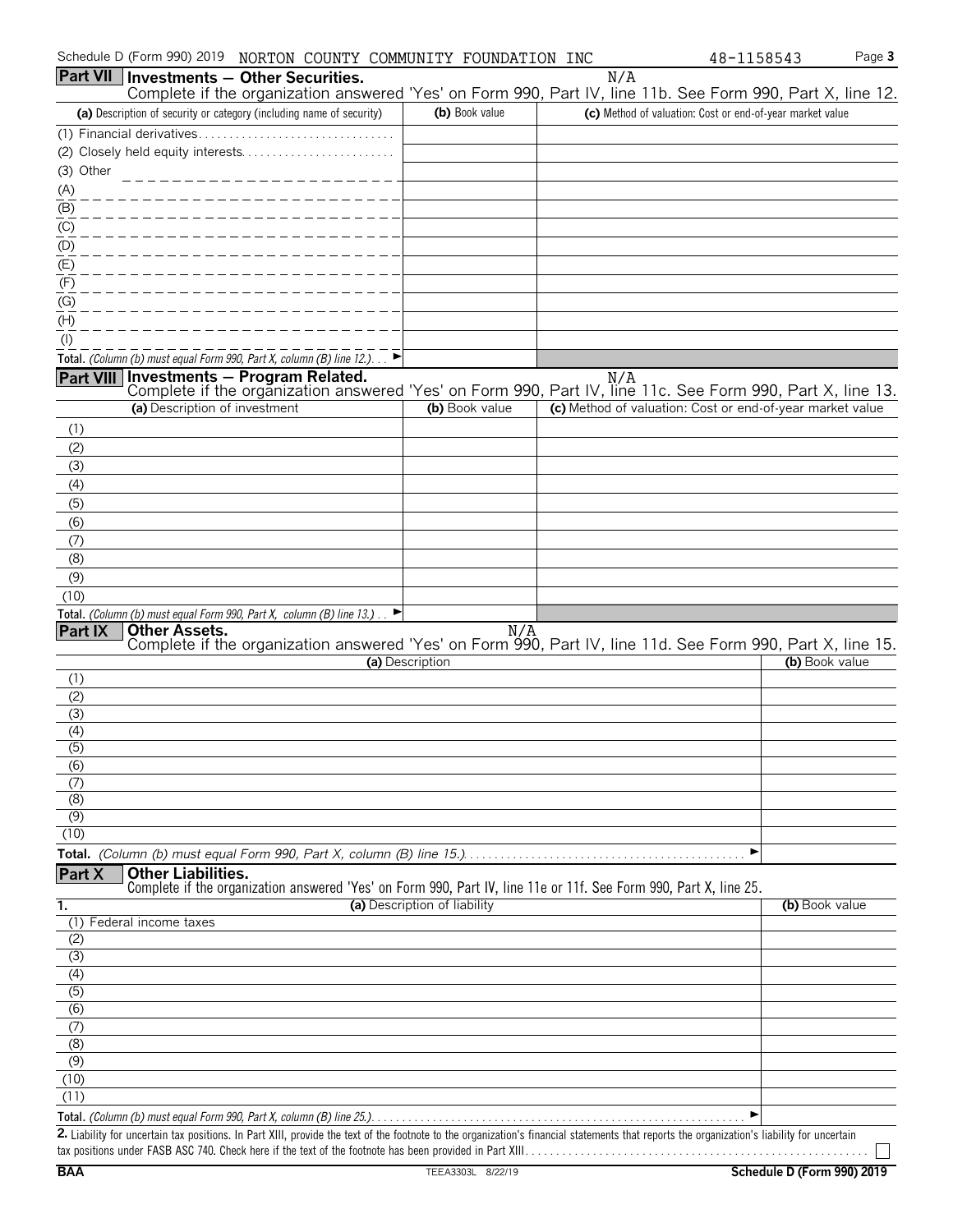Schedule D (Form 990) 2019 NORTON COUNTY COMMUNITY FOUNDATION INC 48-1158543

## Part VII Investments — Other Securities.

N/A

Complete if the organization answered 'Yes' on Form 990, Part IV, line 11b. See Form 990, Part X, line 12.

| (a) Description of security or category (including name of security) | (b) Book value | (c) Method of valuation: Cost or end-of-year market value |
|---|---|---|
| (1) Financial derivatives | | |
| (2) Closely held equity interests | | |
| (3) Other | | |
| (A) | | |
| (B) | | |
| (C) | | |
| (D) | | |
| (E) | | |
| (F) | | |
| (G) | | |
| (H) | | |
| (I) | | |
| **Total.** *(Column (b) must equal Form 990, Part X, column (B) line 12.)* ► | | |

## Part VIII Investments — Program Related.

N/A

Complete if the organization answered 'Yes' on Form 990, Part IV, line 11c. See Form 990, Part X, line 13.

| (a) Description of investment | (b) Book value | (c) Method of valuation: Cost or end-of-year market value |
|---|---|---|
| (1) | | |
| (2) | | |
| (3) | | |
| (4) | | |
| (5) | | |
| (6) | | |
| (7) | | |
| (8) | | |
| (9) | | |
| (10) | | |
| **Total.** *(Column (b) must equal Form 990, Part X, column (B) line 13.)* ► | | |

## Part IX Other Assets.

N/A

Complete if the organization answered 'Yes' on Form 990, Part IV, line 11d. See Form 990, Part X, line 15.

| (a) Description | (b) Book value |
|---|---|
| (1) | |
| (2) | |
| (3) | |
| (4) | |
| (5) | |
| (6) | |
| (7) | |
| (8) | |
| (9) | |
| (10) | |
| **Total.** *(Column (b) must equal Form 990, Part X, column (B) line 15.)* ► | |

## Part X Other Liabilities.

Complete if the organization answered 'Yes' on Form 990, Part IV, line 11e or 11f. See Form 990, Part X, line 25.

| 1. (a) Description of liability | (b) Book value |
|---|---|
| (1) Federal income taxes | |
| (2) | |
| (3) | |
| (4) | |
| (5) | |
| (6) | |
| (7) | |
| (8) | |
| (9) | |
| (10) | |
| (11) | |
| **Total.** *(Column (b) must equal Form 990, Part X, column (B) line 25.)* ► | |

**2.** Liability for uncertain tax positions. In Part XIII, provide the text of the footnote to the organization's financial statements that reports the organization's liability for uncertain tax positions under FASB ASC 740. Check here if the text of the footnote has been provided in Part XIII ☐

BAA TEEA3303L 8/22/19 Schedule D (Form 990) 2019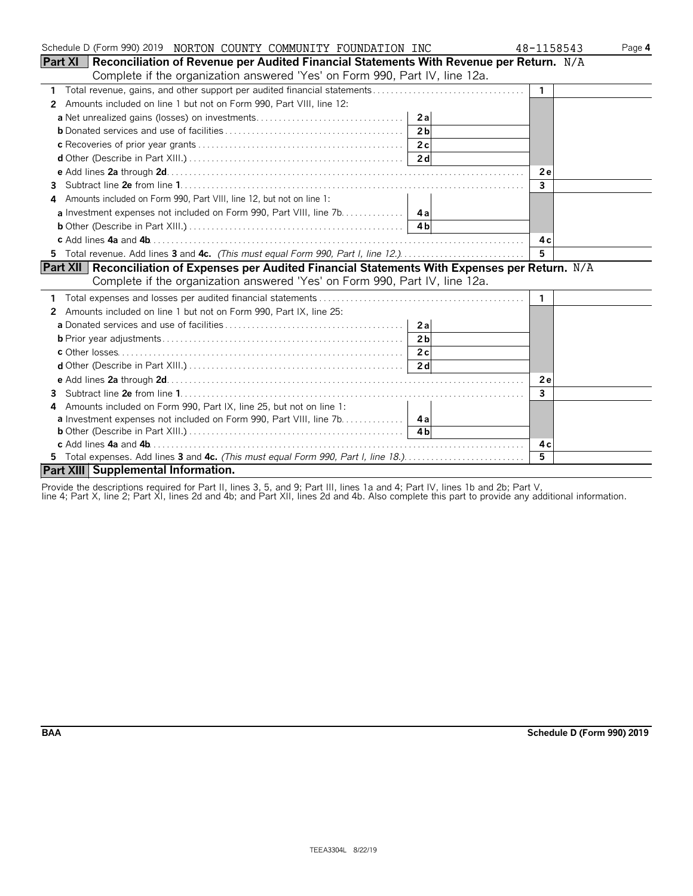Schedule D (Form 990) 2019 NORTON COUNTY COMMUNITY FOUNDATION INC 48-1158543 Page **4**

## Part XI Reconciliation of Revenue per Audited Financial Statements With Revenue per Return. N/A

Complete if the organization answered 'Yes' on Form 990, Part IV, line 12a.

| | | | |
|---|---|---|---|
| **1** Total revenue, gains, and other support per audited financial statements | | **1** | |
| **2** Amounts included on line 1 but not on Form 990, Part VIII, line 12: | | | |
| **a** Net unrealized gains (losses) on investments | **2a** | | |
| **b** Donated services and use of facilities | **2b** | | |
| **c** Recoveries of prior year grants | **2c** | | |
| **d** Other (Describe in Part XIII.) | **2d** | | |
| **e** Add lines **2a** through **2d** | | **2e** | |
| **3** Subtract line **2e** from line **1** | | **3** | |
| **4** Amounts included on Form 990, Part VIII, line 12, but not on line 1: | | | |
| **a** Investment expenses not included on Form 990, Part VIII, line 7b | **4a** | | |
| **b** Other (Describe in Part XIII.) | **4b** | | |
| **c** Add lines **4a** and **4b** | | **4c** | |
| **5** Total revenue. Add lines **3** and **4c.** *(This must equal Form 990, Part I, line 12.)* | | **5** | |

## Part XII Reconciliation of Expenses per Audited Financial Statements With Expenses per Return. N/A

Complete if the organization answered 'Yes' on Form 990, Part IV, line 12a.

| | | | |
|---|---|---|---|
| **1** Total expenses and losses per audited financial statements | | **1** | |
| **2** Amounts included on line 1 but not on Form 990, Part IX, line 25: | | | |
| **a** Donated services and use of facilities | **2a** | | |
| **b** Prior year adjustments | **2b** | | |
| **c** Other losses | **2c** | | |
| **d** Other (Describe in Part XIII.) | **2d** | | |
| **e** Add lines **2a** through **2d** | | **2e** | |
| **3** Subtract line **2e** from line **1** | | **3** | |
| **4** Amounts included on Form 990, Part IX, line 25, but not on line 1: | | | |
| **a** Investment expenses not included on Form 990, Part VIII, line 7b | **4a** | | |
| **b** Other (Describe in Part XIII.) | **4b** | | |
| **c** Add lines **4a** and **4b** | | **4c** | |
| **5** Total expenses. Add lines **3** and **4c.** *(This must equal Form 990, Part I, line 18.)* | | **5** | |

## Part XIII Supplemental Information.

Provide the descriptions required for Part II, lines 3, 5, and 9; Part III, lines 1a and 4; Part IV, lines 1b and 2b; Part V, line 4; Part X, line 2; Part XI, lines 2d and 4b; and Part XII, lines 2d and 4b. Also complete this part to provide any additional information.

**BAA** **Schedule D (Form 990) 2019**

TEEA3304L 8/22/19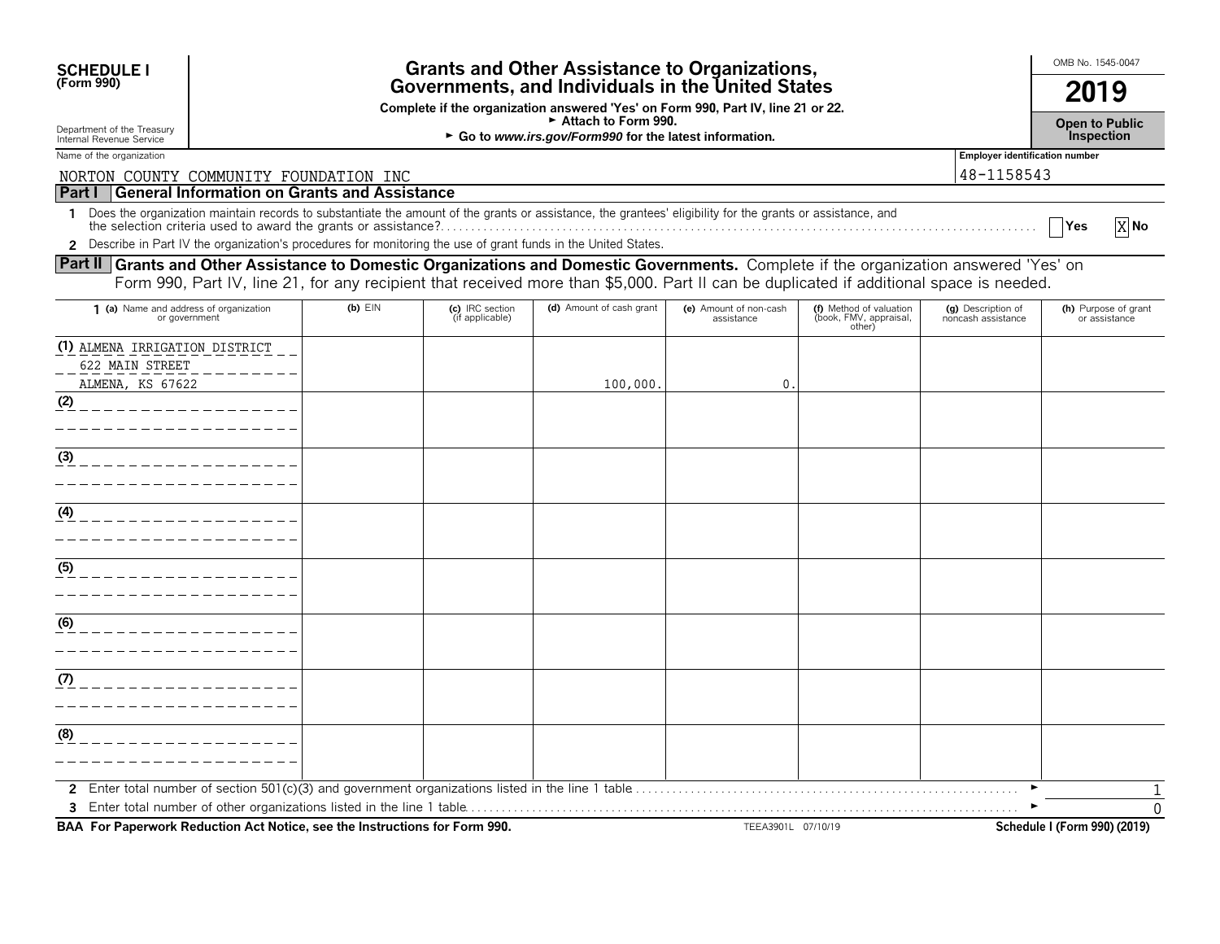**SCHEDULE I**
**(Form 990)**

Department of the Treasury
Internal Revenue Service

# Grants and Other Assistance to Organizations, Governments, and Individuals in the United States

**Complete if the organization answered 'Yes' on Form 990, Part IV, line 21 or 22.**
**► Attach to Form 990.**
**► Go to *www.irs.gov/Form990* for the latest information.**

OMB No. 1545-0047

**2019**

**Open to Public Inspection**

Name of the organization: NORTON COUNTY COMMUNITY FOUNDATION INC

Employer identification number: 48-1158543

## Part I General Information on Grants and Assistance

1 Does the organization maintain records to substantiate the amount of the grants or assistance, the grantees' eligibility for the grants or assistance, and the selection criteria used to award the grants or assistance? ☐ Yes ☒ No

2 Describe in Part IV the organization's procedures for monitoring the use of grant funds in the United States.

## Part II Grants and Other Assistance to Domestic Organizations and Domestic Governments.

Complete if the organization answered 'Yes' on Form 990, Part IV, line 21, for any recipient that received more than $5,000. Part II can be duplicated if additional space is needed.

| 1 (a) Name and address of organization or government | (b) EIN | (c) IRC section (if applicable) | (d) Amount of cash grant | (e) Amount of non-cash assistance | (f) Method of valuation (book, FMV, appraisal, other) | (g) Description of noncash assistance | (h) Purpose of grant or assistance |
|---|---|---|---|---|---|---|---|
| (1) ALMENA IRRIGATION DISTRICT 622 MAIN STREET ALMENA, KS 67622 | | | 100,000. | 0. | | | |
| (2) | | | | | | | |
| (3) | | | | | | | |
| (4) | | | | | | | |
| (5) | | | | | | | |
| (6) | | | | | | | |
| (7) | | | | | | | |
| (8) | | | | | | | |

2 Enter total number of section 501(c)(3) and government organizations listed in the line 1 table ► 1

3 Enter total number of other organizations listed in the line 1 table ► 0

**BAA For Paperwork Reduction Act Notice, see the Instructions for Form 990.** TEEA3901L 07/10/19 **Schedule I (Form 990) (2019)**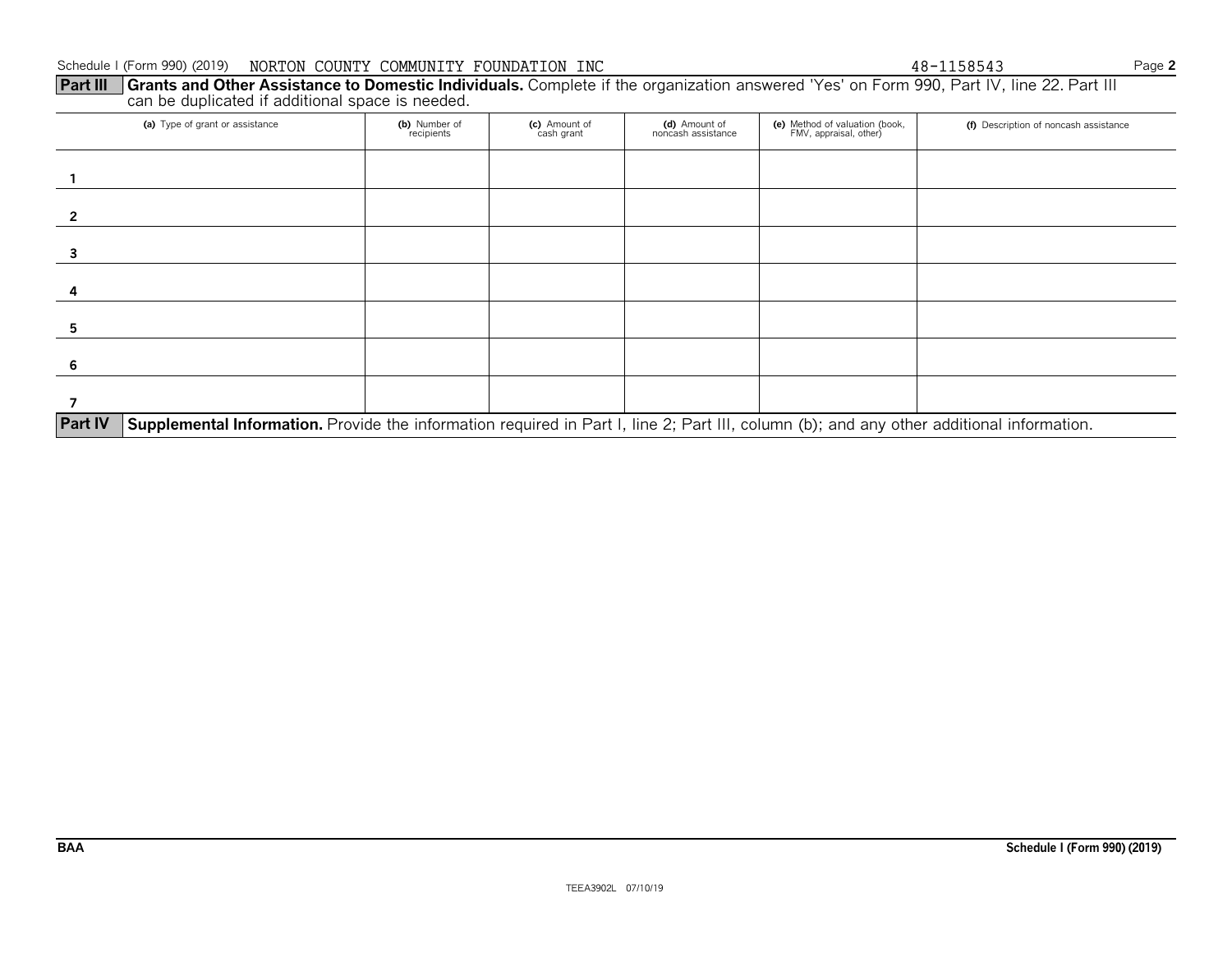Schedule I (Form 990) (2019) NORTON COUNTY COMMUNITY FOUNDATION INC 48-1158543

**Part III** **Grants and Other Assistance to Domestic Individuals.** Complete if the organization answered 'Yes' on Form 990, Part IV, line 22. Part III can be duplicated if additional space is needed.

| | (a) Type of grant or assistance | (b) Number of recipients | (c) Amount of cash grant | (d) Amount of noncash assistance | (e) Method of valuation (book, FMV, appraisal, other) | (f) Description of noncash assistance |
|---|---|---|---|---|---|---|
| 1 | | | | | | |
| 2 | | | | | | |
| 3 | | | | | | |
| 4 | | | | | | |
| 5 | | | | | | |
| 6 | | | | | | |
| 7 | | | | | | |

**Part IV** **Supplemental Information.** Provide the information required in Part I, line 2; Part III, column (b); and any other additional information.

BAA Schedule I (Form 990) (2019)

TEEA3902L 07/10/19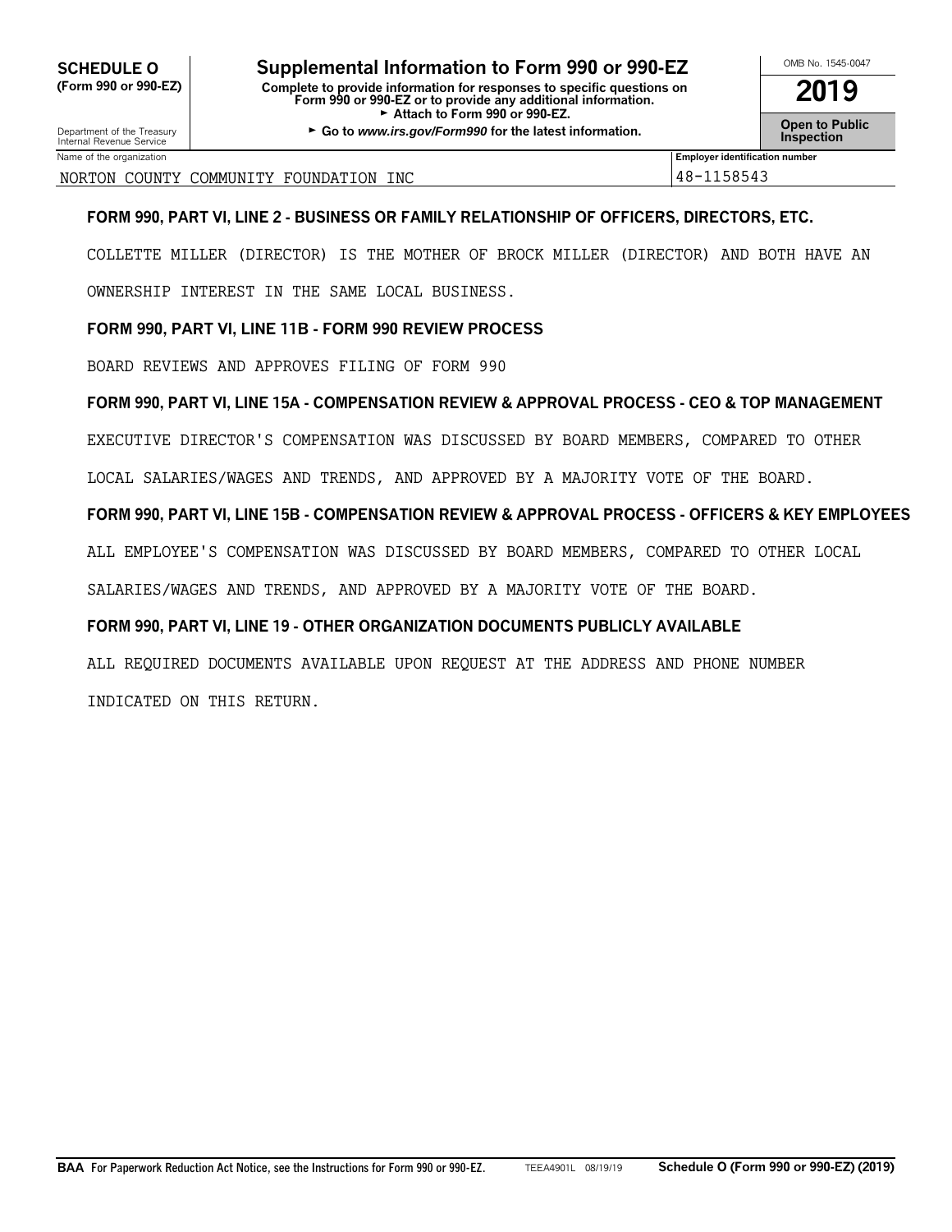**SCHEDULE O**
**(Form 990 or 990-EZ)**

Department of the Treasury
Internal Revenue Service

# Supplemental Information to Form 990 or 990-EZ

**Complete to provide information for responses to specific questions on Form 990 or 990-EZ or to provide any additional information.**
► **Attach to Form 990 or 990-EZ.**
► **Go to *www.irs.gov/Form990* for the latest information.**

OMB No. 1545-0047

**2019**

**Open to Public Inspection**

| Name of the organization | Employer identification number |
|---|---|
| NORTON COUNTY COMMUNITY FOUNDATION INC | 48-1158543 |

**FORM 990, PART VI, LINE 2 - BUSINESS OR FAMILY RELATIONSHIP OF OFFICERS, DIRECTORS, ETC.**

COLLETTE MILLER (DIRECTOR) IS THE MOTHER OF BROCK MILLER (DIRECTOR) AND BOTH HAVE AN OWNERSHIP INTEREST IN THE SAME LOCAL BUSINESS.

**FORM 990, PART VI, LINE 11B - FORM 990 REVIEW PROCESS**

BOARD REVIEWS AND APPROVES FILING OF FORM 990

**FORM 990, PART VI, LINE 15A - COMPENSATION REVIEW & APPROVAL PROCESS - CEO & TOP MANAGEMENT**

EXECUTIVE DIRECTOR'S COMPENSATION WAS DISCUSSED BY BOARD MEMBERS, COMPARED TO OTHER LOCAL SALARIES/WAGES AND TRENDS, AND APPROVED BY A MAJORITY VOTE OF THE BOARD.

**FORM 990, PART VI, LINE 15B - COMPENSATION REVIEW & APPROVAL PROCESS - OFFICERS & KEY EMPLOYEES**

ALL EMPLOYEE'S COMPENSATION WAS DISCUSSED BY BOARD MEMBERS, COMPARED TO OTHER LOCAL SALARIES/WAGES AND TRENDS, AND APPROVED BY A MAJORITY VOTE OF THE BOARD.

**FORM 990, PART VI, LINE 19 - OTHER ORGANIZATION DOCUMENTS PUBLICLY AVAILABLE**

ALL REQUIRED DOCUMENTS AVAILABLE UPON REQUEST AT THE ADDRESS AND PHONE NUMBER INDICATED ON THIS RETURN.

**BAA** For Paperwork Reduction Act Notice, see the Instructions for Form 990 or 990-EZ. TEEA4901L 08/19/19 **Schedule O (Form 990 or 990-EZ) (2019)**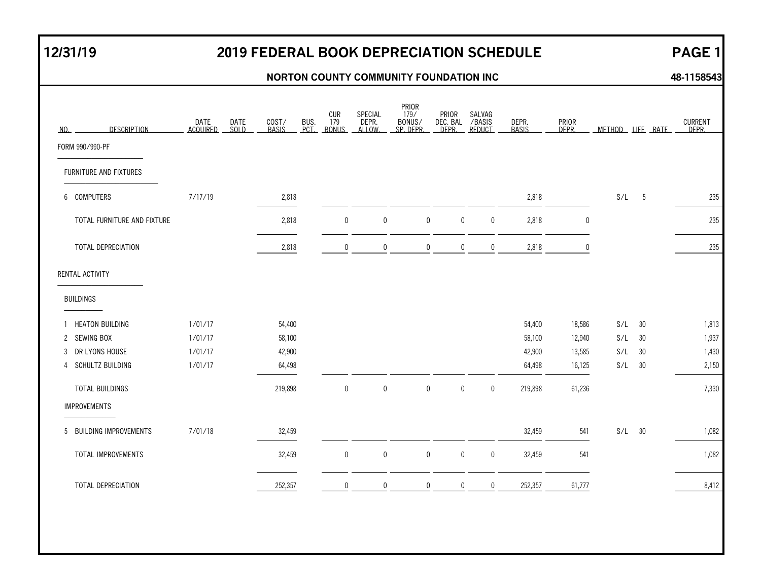# 2019 FEDERAL BOOK DEPRECIATION SCHEDULE

12/31/19

**NORTON COUNTY COMMUNITY FOUNDATION INC** — **48-1158543**

| NO. | DESCRIPTION | DATE ACQUIRED | DATE SOLD | COST/ BASIS | BUS. PCT. | CUR 179 BONUS | SPECIAL DEPR. ALLOW. | PRIOR 179/ BONUS/ SP. DEPR. | PRIOR DEC. BAL DEPR. | SALVAG /BASIS REDUCT | DEPR. BASIS | PRIOR DEPR. | METHOD | LIFE | RATE | CURRENT DEPR. |
|---|---|---|---|---|---|---|---|---|---|---|---|---|---|---|---|---|
| | FORM 990/990-PF | | | | | | | | | | | | | | | |
| | FURNITURE AND FIXTURES | | | | | | | | | | | | | | | |
| 6 | COMPUTERS | 7/17/19 | | 2,818 | | | | | | | 2,818 | | S/L | 5 | | 235 |
| | TOTAL FURNITURE AND FIXTURE | | | 2,818 | | 0 | 0 | 0 | 0 | 0 | 2,818 | 0 | | | | 235 |
| | TOTAL DEPRECIATION | | | 2,818 | | 0 | 0 | 0 | 0 | 0 | 2,818 | 0 | | | | 235 |
| | RENTAL ACTIVITY | | | | | | | | | | | | | | | |
| | BUILDINGS | | | | | | | | | | | | | | | |
| 1 | HEATON BUILDING | 1/01/17 | | 54,400 | | | | | | | 54,400 | 18,586 | S/L | 30 | | 1,813 |
| 2 | SEWING BOX | 1/01/17 | | 58,100 | | | | | | | 58,100 | 12,940 | S/L | 30 | | 1,937 |
| 3 | DR LYONS HOUSE | 1/01/17 | | 42,900 | | | | | | | 42,900 | 13,585 | S/L | 30 | | 1,430 |
| 4 | SCHULTZ BUILDING | 1/01/17 | | 64,498 | | | | | | | 64,498 | 16,125 | S/L | 30 | | 2,150 |
| | TOTAL BUILDINGS | | | 219,898 | | 0 | 0 | 0 | 0 | 0 | 219,898 | 61,236 | | | | 7,330 |
| | IMPROVEMENTS | | | | | | | | | | | | | | | |
| 5 | BUILDING IMPROVEMENTS | 7/01/18 | | 32,459 | | | | | | | 32,459 | 541 | S/L | 30 | | 1,082 |
| | TOTAL IMPROVEMENTS | | | 32,459 | | 0 | 0 | 0 | 0 | 0 | 32,459 | 541 | | | | 1,082 |
| | TOTAL DEPRECIATION | | | 252,357 | | 0 | 0 | 0 | 0 | 0 | 252,357 | 61,777 | | | | 8,412 |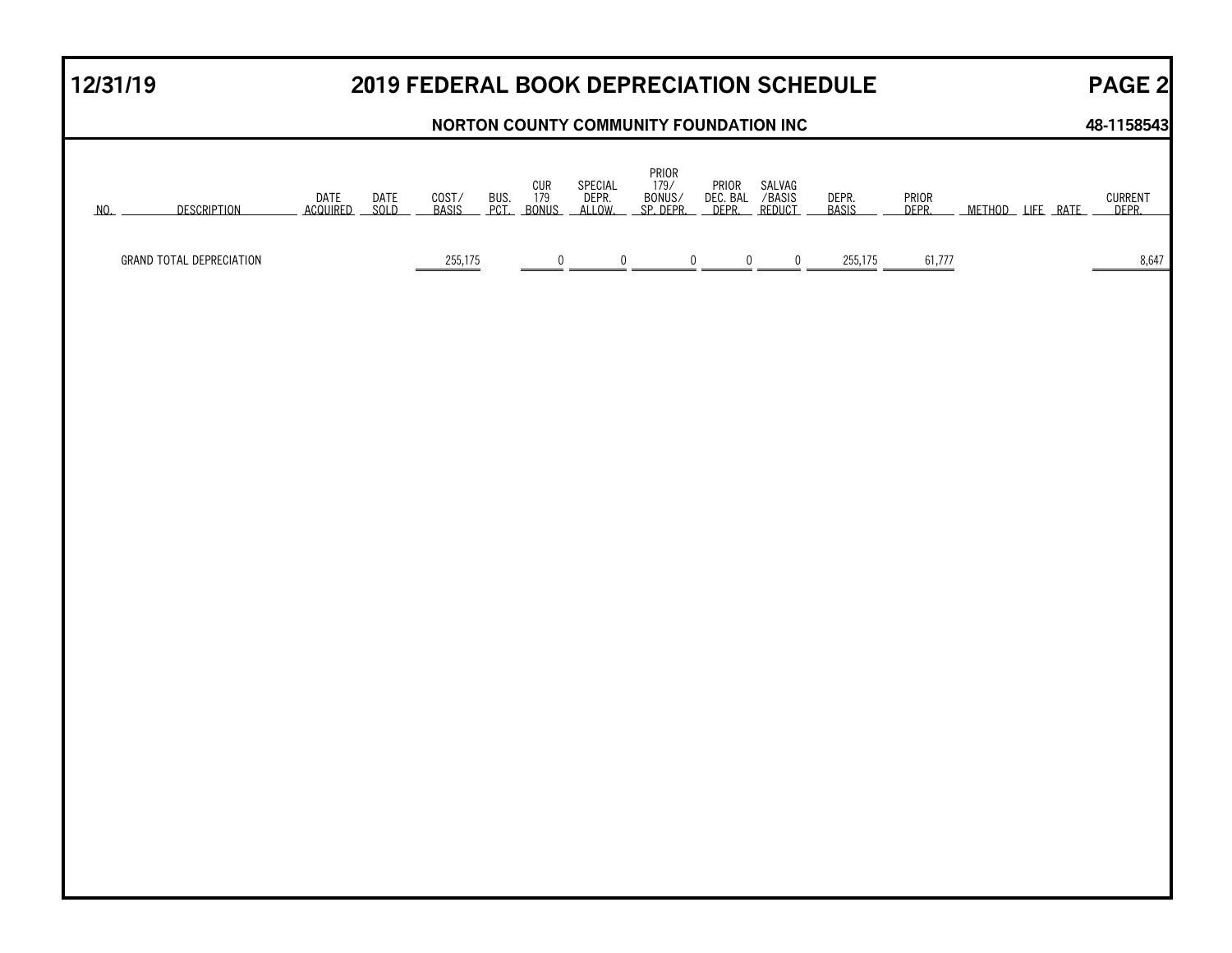# 2019 FEDERAL BOOK DEPRECIATION SCHEDULE

12/31/19

**NORTON COUNTY COMMUNITY FOUNDATION INC** **48-1158543**

| NO. | DESCRIPTION | DATE ACQUIRED | DATE SOLD | COST/ BASIS | BUS. PCT. | CUR 179 BONUS | SPECIAL DEPR. ALLOW. | PRIOR 179/ BONUS/ SP. DEPR. | PRIOR DEC. BAL DEPR. | SALVAG /BASIS REDUCT | DEPR. BASIS | PRIOR DEPR. | METHOD | LIFE | RATE | CURRENT DEPR. |
|---|---|---|---|---|---|---|---|---|---|---|---|---|---|---|---|---|
| | GRAND TOTAL DEPRECIATION | | | 255,175 | | 0 | 0 | 0 | 0 | 0 | 255,175 | 61,777 | | | | 8,647 |